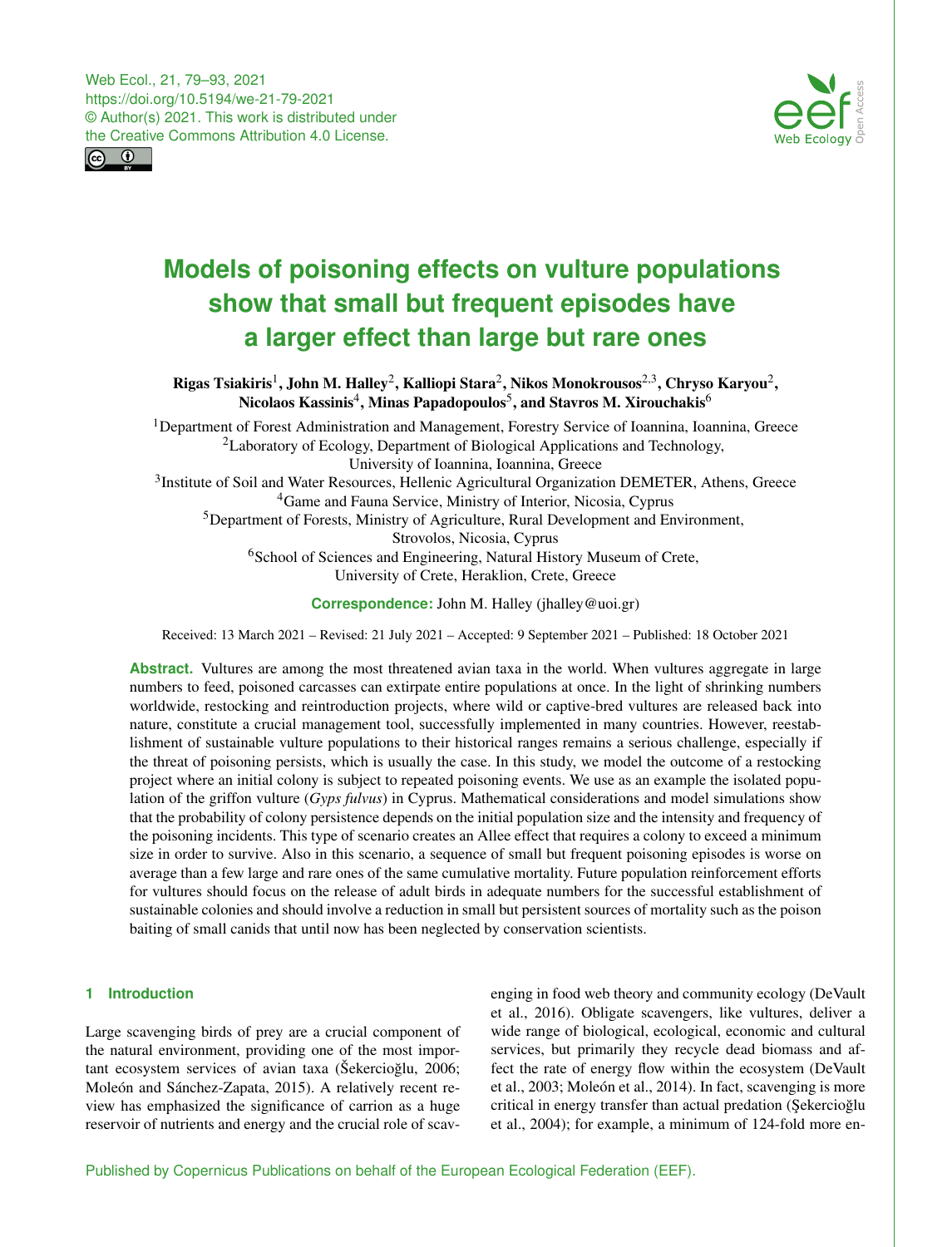# Models of poisoning effects on vulture populations show that small but frequent episodes have a larger effect than large but rare ones

**Rigas Tsiakiris[1], John M. Halley[2], Kalliopi Stara[2], Nikos Monokrousos[2,3], Chryso Karyou[2], Nicolaos Kassinis[4], Minas Papadopoulos[5], and Stavros M. Xirouchakis[6]**

[1]Department of Forest Administration and Management, Forestry Service of Ioannina, Ioannina, Greece
[2]Laboratory of Ecology, Department of Biological Applications and Technology, University of Ioannina, Ioannina, Greece
[3]Institute of Soil and Water Resources, Hellenic Agricultural Organization DEMETER, Athens, Greece
[4]Game and Fauna Service, Ministry of Interior, Nicosia, Cyprus
[5]Department of Forests, Ministry of Agriculture, Rural Development and Environment, Strovolos, Nicosia, Cyprus
[6]School of Sciences and Engineering, Natural History Museum of Crete, University of Crete, Heraklion, Crete, Greece

**Correspondence:** John M. Halley (jhalley@uoi.gr)

Received: 13 March 2021 – Revised: 21 July 2021 – Accepted: 9 September 2021 – Published: 18 October 2021

**Abstract.** Vultures are among the most threatened avian taxa in the world. When vultures aggregate in large numbers to feed, poisoned carcasses can extirpate entire populations at once. In the light of shrinking numbers worldwide, restocking and reintroduction projects, where wild or captive-bred vultures are released back into nature, constitute a crucial management tool, successfully implemented in many countries. However, reestablishment of sustainable vulture populations to their historical ranges remains a serious challenge, especially if the threat of poisoning persists, which is usually the case. In this study, we model the outcome of a restocking project where an initial colony is subject to repeated poisoning events. We use as an example the isolated population of the griffon vulture (*Gyps fulvus*) in Cyprus. Mathematical considerations and model simulations show that the probability of colony persistence depends on the initial population size and the intensity and frequency of the poisoning incidents. This type of scenario creates an Allee effect that requires a colony to exceed a minimum size in order to survive. Also in this scenario, a sequence of small but frequent poisoning episodes is worse on average than a few large and rare ones of the same cumulative mortality. Future population reinforcement efforts for vultures should focus on the release of adult birds in adequate numbers for the successful establishment of sustainable colonies and should involve a reduction in small but persistent sources of mortality such as the poison baiting of small canids that until now has been neglected by conservation scientists.

## 1 Introduction

Large scavenging birds of prey are a crucial component of the natural environment, providing one of the most important ecosystem services of avian taxa (Şekercioğlu, 2006; Moleón and Sánchez-Zapata, 2015). A relatively recent review has emphasized the significance of carrion as a huge reservoir of nutrients and energy and the crucial role of scavenging in food web theory and community ecology (DeVault et al., 2016). Obligate scavengers, like vultures, deliver a wide range of biological, ecological, economic and cultural services, but primarily they recycle dead biomass and affect the rate of energy flow within the ecosystem (DeVault et al., 2003; Moleón et al., 2014). In fact, scavenging is more critical in energy transfer than actual predation (Şekercioğlu et al., 2004); for example, a minimum of 124-fold more en-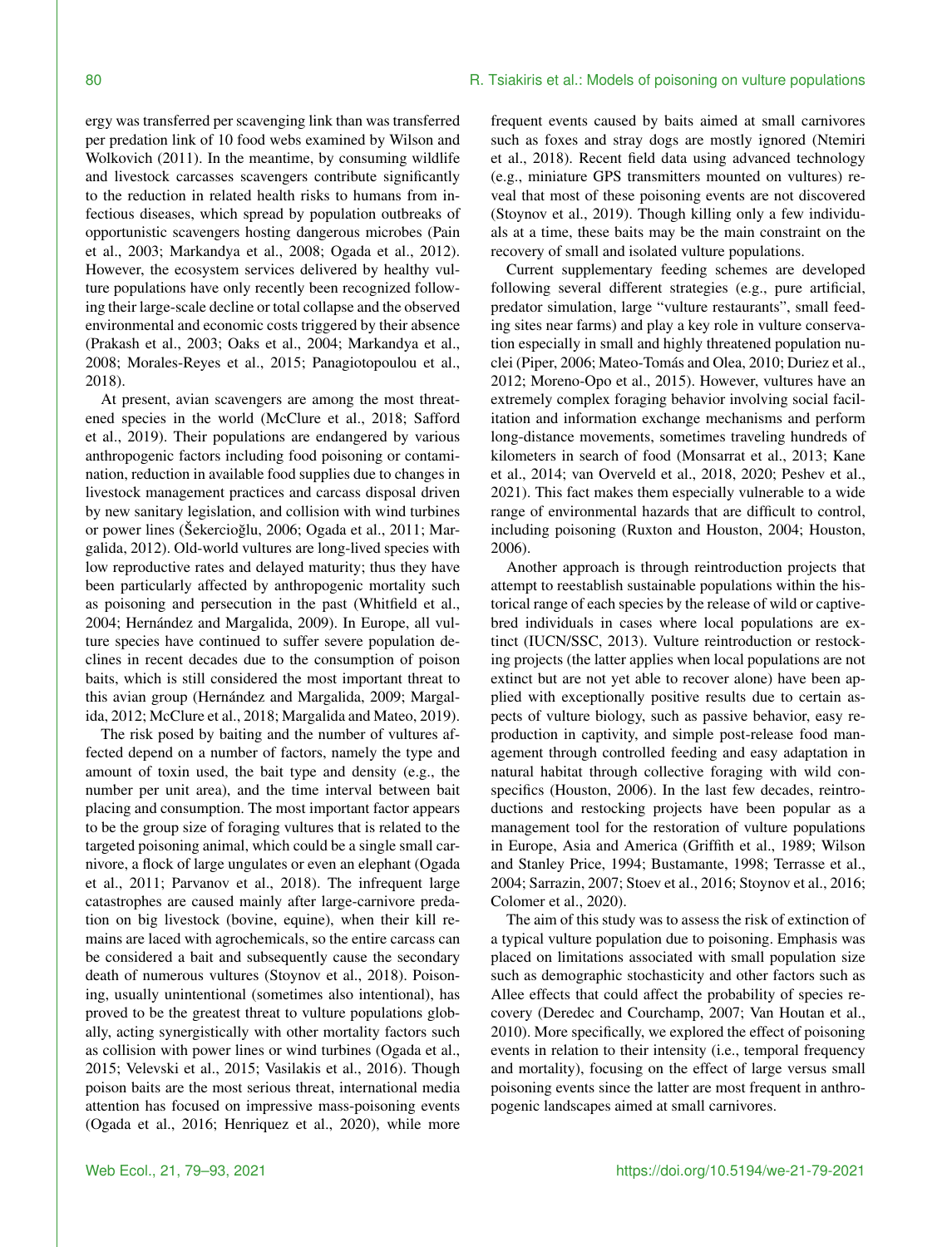ergy was transferred per scavenging link than was transferred per predation link of 10 food webs examined by Wilson and Wolkovich (2011). In the meantime, by consuming wildlife and livestock carcasses scavengers contribute significantly to the reduction in related health risks to humans from infectious diseases, which spread by population outbreaks of opportunistic scavengers hosting dangerous microbes (Pain et al., 2003; Markandya et al., 2008; Ogada et al., 2012). However, the ecosystem services delivered by healthy vulture populations have only recently been recognized following their large-scale decline or total collapse and the observed environmental and economic costs triggered by their absence (Prakash et al., 2003; Oaks et al., 2004; Markandya et al., 2008; Morales-Reyes et al., 2015; Panagiotopoulou et al., 2018).

At present, avian scavengers are among the most threatened species in the world (McClure et al., 2018; Safford et al., 2019). Their populations are endangered by various anthropogenic factors including food poisoning or contamination, reduction in available food supplies due to changes in livestock management practices and carcass disposal driven by new sanitary legislation, and collision with wind turbines or power lines (Šekercioğlu, 2006; Ogada et al., 2011; Margalida, 2012). Old-world vultures are long-lived species with low reproductive rates and delayed maturity; thus they have been particularly affected by anthropogenic mortality such as poisoning and persecution in the past (Whitfield et al., 2004; Hernández and Margalida, 2009). In Europe, all vulture species have continued to suffer severe population declines in recent decades due to the consumption of poison baits, which is still considered the most important threat to this avian group (Hernández and Margalida, 2009; Margalida, 2012; McClure et al., 2018; Margalida and Mateo, 2019).

The risk posed by baiting and the number of vultures affected depend on a number of factors, namely the type and amount of toxin used, the bait type and density (e.g., the number per unit area), and the time interval between bait placing and consumption. The most important factor appears to be the group size of foraging vultures that is related to the targeted poisoning animal, which could be a single small carnivore, a flock of large ungulates or even an elephant (Ogada et al., 2011; Parvanov et al., 2018). The infrequent large catastrophes are caused mainly after large-carnivore predation on big livestock (bovine, equine), when their kill remains are laced with agrochemicals, so the entire carcass can be considered a bait and subsequently cause the secondary death of numerous vultures (Stoynov et al., 2018). Poisoning, usually unintentional (sometimes also intentional), has proved to be the greatest threat to vulture populations globally, acting synergistically with other mortality factors such as collision with power lines or wind turbines (Ogada et al., 2015; Velevski et al., 2015; Vasilakis et al., 2016). Though poison baits are the most serious threat, international media attention has focused on impressive mass-poisoning events (Ogada et al., 2016; Henriquez et al., 2020), while more frequent events caused by baits aimed at small carnivores such as foxes and stray dogs are mostly ignored (Ntemiri et al., 2018). Recent field data using advanced technology (e.g., miniature GPS transmitters mounted on vultures) reveal that most of these poisoning events are not discovered (Stoynov et al., 2019). Though killing only a few individuals at a time, these baits may be the main constraint on the recovery of small and isolated vulture populations.

Current supplementary feeding schemes are developed following several different strategies (e.g., pure artificial, predator simulation, large "vulture restaurants", small feeding sites near farms) and play a key role in vulture conservation especially in small and highly threatened population nuclei (Piper, 2006; Mateo-Tomás and Olea, 2010; Duriez et al., 2012; Moreno-Opo et al., 2015). However, vultures have an extremely complex foraging behavior involving social facilitation and information exchange mechanisms and perform long-distance movements, sometimes traveling hundreds of kilometers in search of food (Monsarrat et al., 2013; Kane et al., 2014; van Overveld et al., 2018, 2020; Peshev et al., 2021). This fact makes them especially vulnerable to a wide range of environmental hazards that are difficult to control, including poisoning (Ruxton and Houston, 2004; Houston, 2006).

Another approach is through reintroduction projects that attempt to reestablish sustainable populations within the historical range of each species by the release of wild or captive-bred individuals in cases where local populations are extinct (IUCN/SSC, 2013). Vulture reintroduction or restocking projects (the latter applies when local populations are not extinct but are not yet able to recover alone) have been applied with exceptionally positive results due to certain aspects of vulture biology, such as passive behavior, easy reproduction in captivity, and simple post-release food management through controlled feeding and easy adaptation in natural habitat through collective foraging with wild conspecifics (Houston, 2006). In the last few decades, reintroductions and restocking projects have been popular as a management tool for the restoration of vulture populations in Europe, Asia and America (Griffith et al., 1989; Wilson and Stanley Price, 1994; Bustamante, 1998; Terrasse et al., 2004; Sarrazin, 2007; Stoev et al., 2016; Stoynov et al., 2016; Colomer et al., 2020).

The aim of this study was to assess the risk of extinction of a typical vulture population due to poisoning. Emphasis was placed on limitations associated with small population size such as demographic stochasticity and other factors such as Allee effects that could affect the probability of species recovery (Deredec and Courchamp, 2007; Van Houtan et al., 2010). More specifically, we explored the effect of poisoning events in relation to their intensity (i.e., temporal frequency and mortality), focusing on the effect of large versus small poisoning events since the latter are most frequent in anthropogenic landscapes aimed at small carnivores.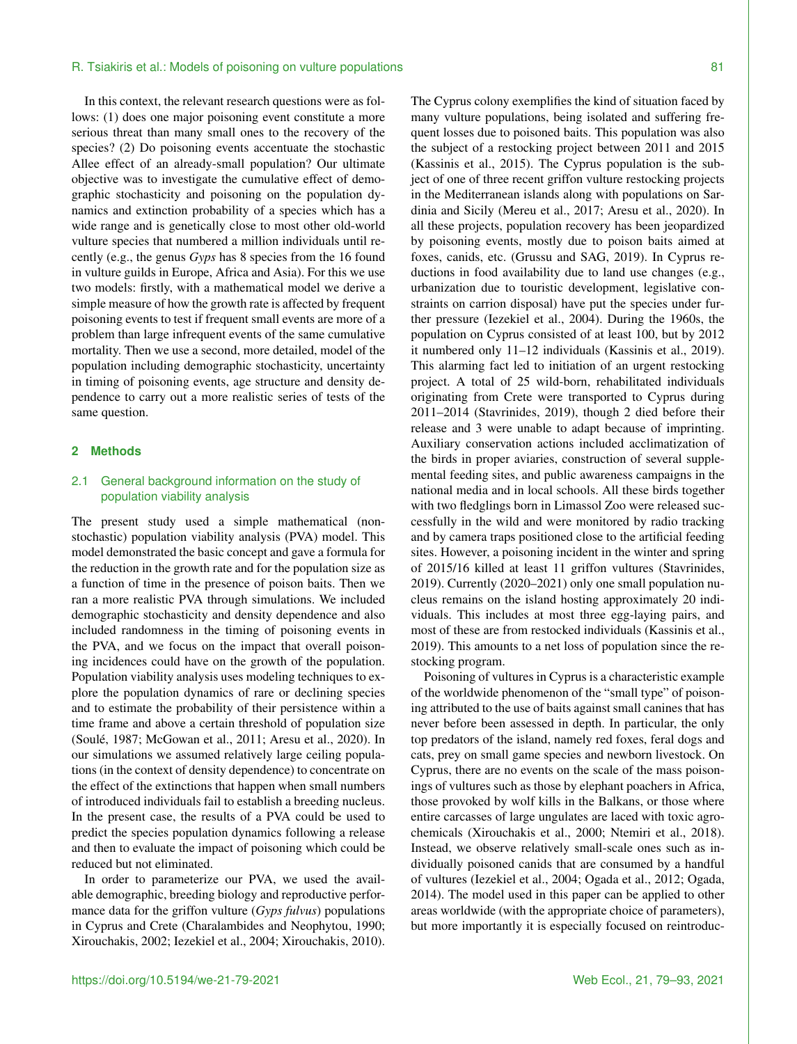In this context, the relevant research questions were as follows: (1) does one major poisoning event constitute a more serious threat than many small ones to the recovery of the species? (2) Do poisoning events accentuate the stochastic Allee effect of an already-small population? Our ultimate objective was to investigate the cumulative effect of demographic stochasticity and poisoning on the population dynamics and extinction probability of a species which has a wide range and is genetically close to most other old-world vulture species that numbered a million individuals until recently (e.g., the genus *Gyps* has 8 species from the 16 found in vulture guilds in Europe, Africa and Asia). For this we use two models: firstly, with a mathematical model we derive a simple measure of how the growth rate is affected by frequent poisoning events to test if frequent small events are more of a problem than large infrequent events of the same cumulative mortality. Then we use a second, more detailed, model of the population including demographic stochasticity, uncertainty in timing of poisoning events, age structure and density dependence to carry out a more realistic series of tests of the same question.

## 2 Methods

### 2.1 General background information on the study of population viability analysis

The present study used a simple mathematical (non-stochastic) population viability analysis (PVA) model. This model demonstrated the basic concept and gave a formula for the reduction in the growth rate and for the population size as a function of time in the presence of poison baits. Then we ran a more realistic PVA through simulations. We included demographic stochasticity and density dependence and also included randomness in the timing of poisoning events in the PVA, and we focus on the impact that overall poisoning incidences could have on the growth of the population. Population viability analysis uses modeling techniques to explore the population dynamics of rare or declining species and to estimate the probability of their persistence within a time frame and above a certain threshold of population size (Soulé, 1987; McGowan et al., 2011; Aresu et al., 2020). In our simulations we assumed relatively large ceiling populations (in the context of density dependence) to concentrate on the effect of the extinctions that happen when small numbers of introduced individuals fail to establish a breeding nucleus. In the present case, the results of a PVA could be used to predict the species population dynamics following a release and then to evaluate the impact of poisoning which could be reduced but not eliminated.

In order to parameterize our PVA, we used the available demographic, breeding biology and reproductive performance data for the griffon vulture (*Gyps fulvus*) populations in Cyprus and Crete (Charalambides and Neophytou, 1990; Xirouchakis, 2002; Iezekiel et al., 2004; Xirouchakis, 2010). The Cyprus colony exemplifies the kind of situation faced by many vulture populations, being isolated and suffering frequent losses due to poisoned baits. This population was also the subject of a restocking project between 2011 and 2015 (Kassinis et al., 2015). The Cyprus population is the subject of one of three recent griffon vulture restocking projects in the Mediterranean islands along with populations on Sardinia and Sicily (Mereu et al., 2017; Aresu et al., 2020). In all these projects, population recovery has been jeopardized by poisoning events, mostly due to poison baits aimed at foxes, canids, etc. (Grussu and SAG, 2019). In Cyprus reductions in food availability due to land use changes (e.g., urbanization due to touristic development, legislative constraints on carrion disposal) have put the species under further pressure (Iezekiel et al., 2004). During the 1960s, the population on Cyprus consisted of at least 100, but by 2012 it numbered only 11–12 individuals (Kassinis et al., 2019). This alarming fact led to initiation of an urgent restocking project. A total of 25 wild-born, rehabilitated individuals originating from Crete were transported to Cyprus during 2011–2014 (Stavrinides, 2019), though 2 died before their release and 3 were unable to adapt because of imprinting. Auxiliary conservation actions included acclimatization of the birds in proper aviaries, construction of several supplemental feeding sites, and public awareness campaigns in the national media and in local schools. All these birds together with two fledglings born in Limassol Zoo were released successfully in the wild and were monitored by radio tracking and by camera traps positioned close to the artificial feeding sites. However, a poisoning incident in the winter and spring of 2015/16 killed at least 11 griffon vultures (Stavrinides, 2019). Currently (2020–2021) only one small population nucleus remains on the island hosting approximately 20 individuals. This includes at most three egg-laying pairs, and most of these are from restocked individuals (Kassinis et al., 2019). This amounts to a net loss of population since the restocking program.

Poisoning of vultures in Cyprus is a characteristic example of the worldwide phenomenon of the "small type" of poisoning attributed to the use of baits against small canines that has never before been assessed in depth. In particular, the only top predators of the island, namely red foxes, feral dogs and cats, prey on small game species and newborn livestock. On Cyprus, there are no events on the scale of the mass poisonings of vultures such as those by elephant poachers in Africa, those provoked by wolf kills in the Balkans, or those where entire carcasses of large ungulates are laced with toxic agrochemicals (Xirouchakis et al., 2000; Ntemiri et al., 2018). Instead, we observe relatively small-scale ones such as individually poisoned canids that are consumed by a handful of vultures (Iezekiel et al., 2004; Ogada et al., 2012; Ogada, 2014). The model used in this paper can be applied to other areas worldwide (with the appropriate choice of parameters), but more importantly it is especially focused on reintroduc-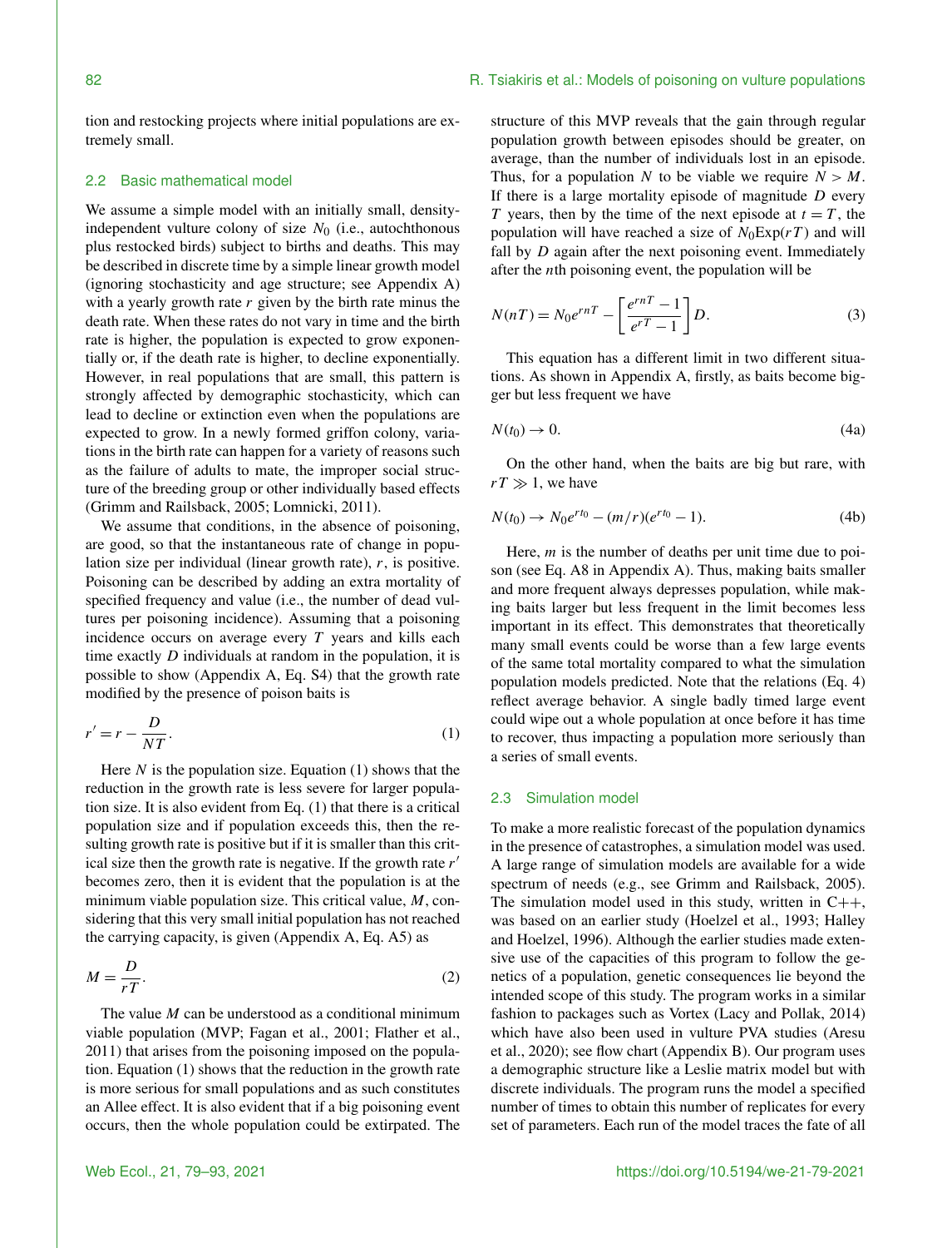tion and restocking projects where initial populations are extremely small.

## 2.2 Basic mathematical model

We assume a simple model with an initially small, density-independent vulture colony of size $N_0$ (i.e., autochthonous plus restocked birds) subject to births and deaths. This may be described in discrete time by a simple linear growth model (ignoring stochasticity and age structure; see Appendix A) with a yearly growth rate $r$ given by the birth rate minus the death rate. When these rates do not vary in time and the birth rate is higher, the population is expected to grow exponentially or, if the death rate is higher, to decline exponentially. However, in real populations that are small, this pattern is strongly affected by demographic stochasticity, which can lead to decline or extinction even when the populations are expected to grow. In a newly formed griffon colony, variations in the birth rate can happen for a variety of reasons such as the failure of adults to mate, the improper social structure of the breeding group or other individually based effects (Grimm and Railsback, 2005; Lomnicki, 2011).

We assume that conditions, in the absence of poisoning, are good, so that the instantaneous rate of change in population size per individual (linear growth rate), $r$, is positive. Poisoning can be described by adding an extra mortality of specified frequency and value (i.e., the number of dead vultures per poisoning incidence). Assuming that a poisoning incidence occurs on average every $T$ years and kills each time exactly $D$ individuals at random in the population, it is possible to show (Appendix A, Eq. S4) that the growth rate modified by the presence of poison baits is

$$r' = r - \frac{D}{NT}. \tag{1}$$

Here $N$ is the population size. Equation (1) shows that the reduction in the growth rate is less severe for larger population size. It is also evident from Eq. (1) that there is a critical population size and if population exceeds this, then the resulting growth rate is positive but if it is smaller than this critical size then the growth rate is negative. If the growth rate $r'$ becomes zero, then it is evident that the population is at the minimum viable population size. This critical value, $M$, considering that this very small initial population has not reached the carrying capacity, is given (Appendix A, Eq. A5) as

$$M = \frac{D}{rT}. \tag{2}$$

The value $M$ can be understood as a conditional minimum viable population (MVP; Fagan et al., 2001; Flather et al., 2011) that arises from the poisoning imposed on the population. Equation (1) shows that the reduction in the growth rate is more serious for small populations and as such constitutes an Allee effect. It is also evident that if a big poisoning event occurs, then the whole population could be extirpated. The structure of this MVP reveals that the gain through regular population growth between episodes should be greater, on average, than the number of individuals lost in an episode. Thus, for a population $N$ to be viable we require $N > M$. If there is a large mortality episode of magnitude $D$ every $T$ years, then by the time of the next episode at $t = T$, the population will have reached a size of $N_0\mathrm{Exp}(rT)$ and will fall by $D$ again after the next poisoning event. Immediately after the $n$th poisoning event, the population will be

$$N(nT) = N_0 e^{rnT} - \left[\frac{e^{rnT} - 1}{e^{rT} - 1}\right] D. \tag{3}$$

This equation has a different limit in two different situations. As shown in Appendix A, firstly, as baits become bigger but less frequent we have

$$N(t_0) \to 0. \tag{4a}$$

On the other hand, when the baits are big but rare, with $rT \gg 1$, we have

$$N(t_0) \to N_0 e^{rt_0} - (m/r)(e^{rt_0} - 1). \tag{4b}$$

Here, $m$ is the number of deaths per unit time due to poison (see Eq. A8 in Appendix A). Thus, making baits smaller and more frequent always depresses population, while making baits larger but less frequent in the limit becomes less important in its effect. This demonstrates that theoretically many small events could be worse than a few large events of the same total mortality compared to what the simulation population models predicted. Note that the relations (Eq. 4) reflect average behavior. A single badly timed large event could wipe out a whole population at once before it has time to recover, thus impacting a population more seriously than a series of small events.

## 2.3 Simulation model

To make a more realistic forecast of the population dynamics in the presence of catastrophes, a simulation model was used. A large range of simulation models are available for a wide spectrum of needs (e.g., see Grimm and Railsback, 2005). The simulation model used in this study, written in C++, was based on an earlier study (Hoelzel et al., 1993; Halley and Hoelzel, 1996). Although the earlier studies made extensive use of the capacities of this program to follow the genetics of a population, genetic consequences lie beyond the intended scope of this study. The program works in a similar fashion to packages such as Vortex (Lacy and Pollak, 2014) which have also been used in vulture PVA studies (Aresu et al., 2020); see flow chart (Appendix B). Our program uses a demographic structure like a Leslie matrix model but with discrete individuals. The program runs the model a specified number of times to obtain this number of replicates for every set of parameters. Each run of the model traces the fate of all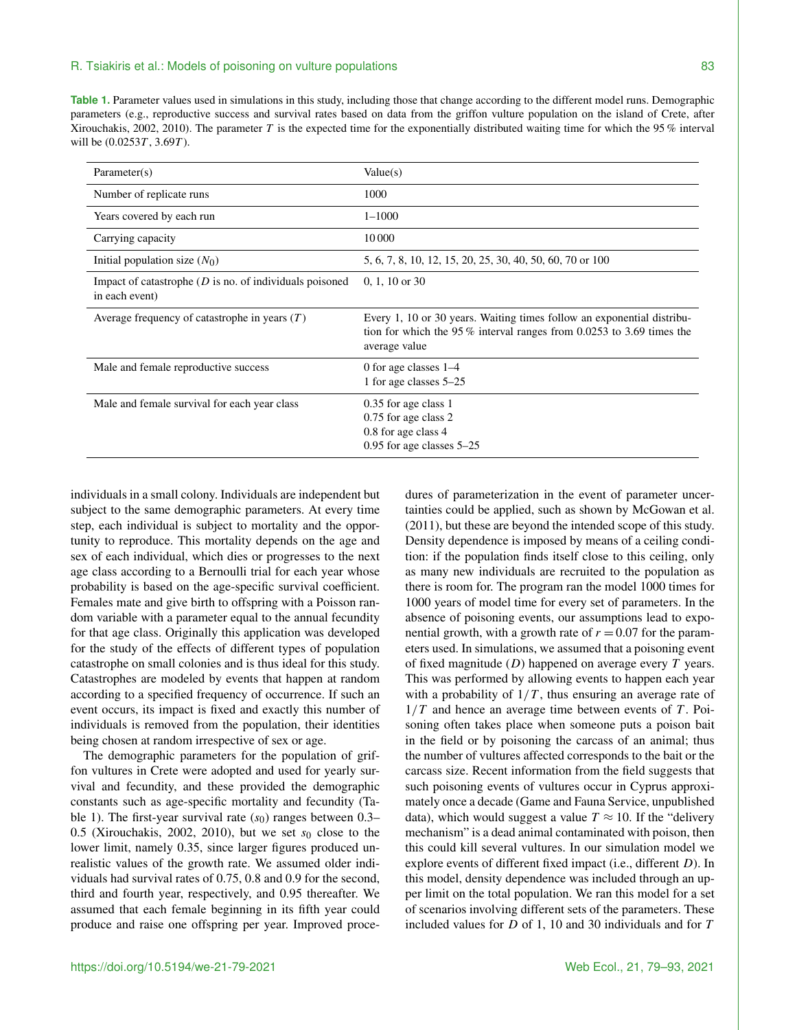**Table 1.** Parameter values used in simulations in this study, including those that change according to the different model runs. Demographic parameters (e.g., reproductive success and survival rates based on data from the griffon vulture population on the island of Crete, after Xirouchakis, 2002, 2010). The parameter $T$ is the expected time for the exponentially distributed waiting time for which the 95 % interval will be $(0.0253T, 3.69T)$.

| Parameter(s) | Value(s) |
|---|---|
| Number of replicate runs | 1000 |
| Years covered by each run | 1–1000 |
| Carrying capacity | 10 000 |
| Initial population size ($N_0$) | 5, 6, 7, 8, 10, 12, 15, 20, 25, 30, 40, 50, 60, 70 or 100 |
| Impact of catastrophe ($D$ is no. of individuals poisoned in each event) | 0, 1, 10 or 30 |
| Average frequency of catastrophe in years ($T$) | Every 1, 10 or 30 years. Waiting times follow an exponential distribution for which the 95 % interval ranges from 0.0253 to 3.69 times the average value |
| Male and female reproductive success | 0 for age classes 1–4<br>1 for age classes 5–25 |
| Male and female survival for each year class | 0.35 for age class 1<br>0.75 for age class 2<br>0.8 for age class 4<br>0.95 for age classes 5–25 |

individuals in a small colony. Individuals are independent but subject to the same demographic parameters. At every time step, each individual is subject to mortality and the opportunity to reproduce. This mortality depends on the age and sex of each individual, which dies or progresses to the next age class according to a Bernoulli trial for each year whose probability is based on the age-specific survival coefficient. Females mate and give birth to offspring with a Poisson random variable with a parameter equal to the annual fecundity for that age class. Originally this application was developed for the study of the effects of different types of population catastrophe on small colonies and is thus ideal for this study. Catastrophes are modeled by events that happen at random according to a specified frequency of occurrence. If such an event occurs, its impact is fixed and exactly this number of individuals is removed from the population, their identities being chosen at random irrespective of sex or age.

The demographic parameters for the population of griffon vultures in Crete were adopted and used for yearly survival and fecundity, and these provided the demographic constants such as age-specific mortality and fecundity (Table 1). The first-year survival rate ($s_0$) ranges between 0.3–0.5 (Xirouchakis, 2002, 2010), but we set $s_0$ close to the lower limit, namely 0.35, since larger figures produced unrealistic values of the growth rate. We assumed older individuals had survival rates of 0.75, 0.8 and 0.9 for the second, third and fourth year, respectively, and 0.95 thereafter. We assumed that each female beginning in its fifth year could produce and raise one offspring per year. Improved procedures of parameterization in the event of parameter uncertainties could be applied, such as shown by McGowan et al. (2011), but these are beyond the intended scope of this study. Density dependence is imposed by means of a ceiling condition: if the population finds itself close to this ceiling, only as many new individuals are recruited to the population as there is room for. The program ran the model 1000 times for 1000 years of model time for every set of parameters. In the absence of poisoning events, our assumptions lead to exponential growth, with a growth rate of $r = 0.07$ for the parameters used. In simulations, we assumed that a poisoning event of fixed magnitude ($D$) happened on average every $T$ years. This was performed by allowing events to happen each year with a probability of $1/T$, thus ensuring an average rate of $1/T$ and hence an average time between events of $T$. Poisoning often takes place when someone puts a poison bait in the field or by poisoning the carcass of an animal; thus the number of vultures affected corresponds to the bait or the carcass size. Recent information from the field suggests that such poisoning events of vultures occur in Cyprus approximately once a decade (Game and Fauna Service, unpublished data), which would suggest a value $T \approx 10$. If the "delivery mechanism" is a dead animal contaminated with poison, then this could kill several vultures. In our simulation model we explore events of different fixed impact (i.e., different $D$). In this model, density dependence was included through an upper limit on the total population. We ran this model for a set of scenarios involving different sets of the parameters. These included values for $D$ of 1, 10 and 30 individuals and for $T$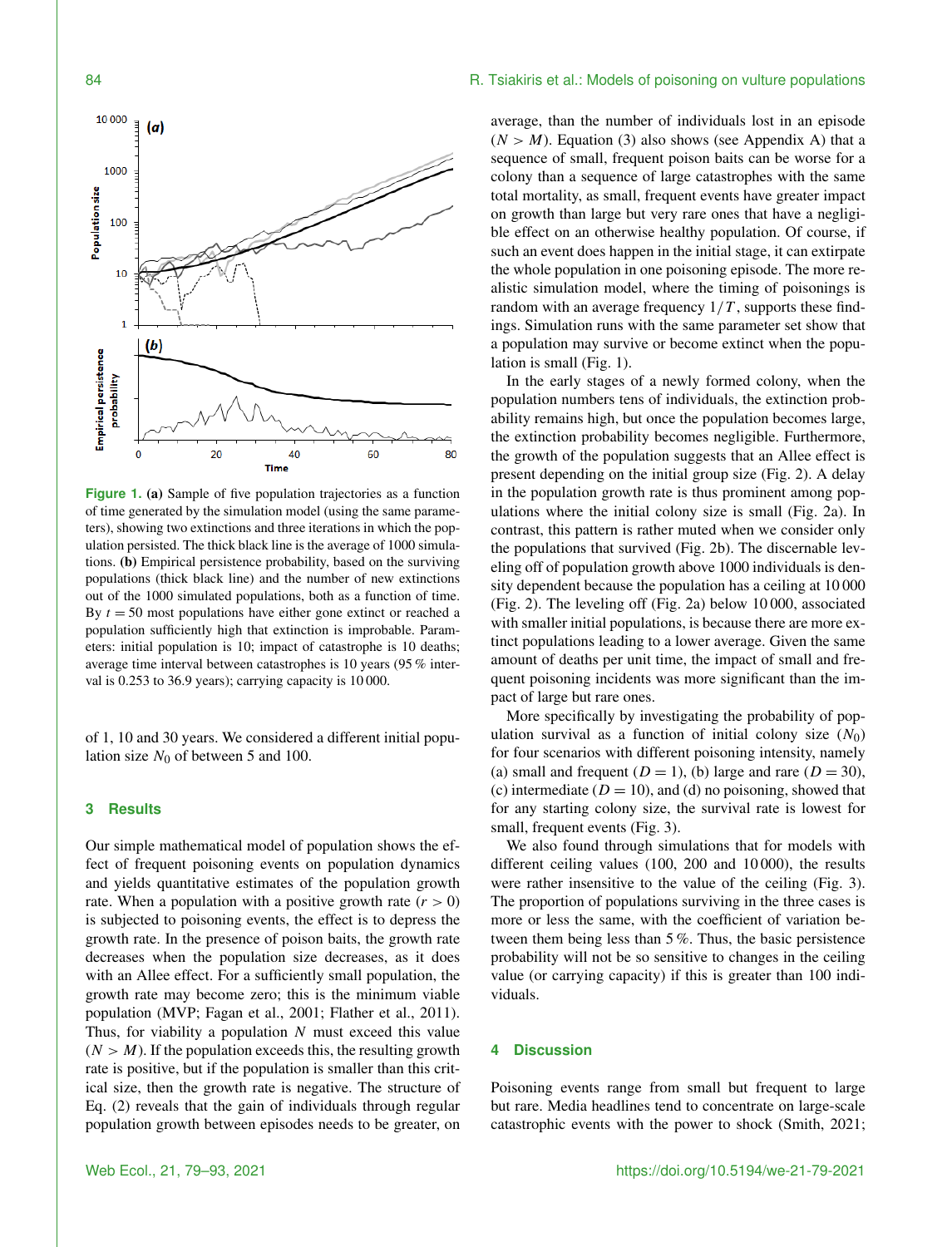Figure 1. **(a)** Sample of five population trajectories as a function of time generated by the simulation model (using the same parameters), showing two extinctions and three iterations in which the population persisted. The thick black line is the average of 1000 simulations. **(b)** Empirical persistence probability, based on the surviving populations (thick black line) and the number of new extinctions out of the 1000 simulated populations, both as a function of time. By $t = 50$ most populations have either gone extinct or reached a population sufficiently high that extinction is improbable. Parameters: initial population is 10; impact of catastrophe is 10 deaths; average time interval between catastrophes is 10 years (95 % interval is 0.253 to 36.9 years); carrying capacity is 10 000.

of 1, 10 and 30 years. We considered a different initial population size $N_0$ of between 5 and 100.

## 3 Results

Our simple mathematical model of population shows the effect of frequent poisoning events on population dynamics and yields quantitative estimates of the population growth rate. When a population with a positive growth rate ($r > 0$) is subjected to poisoning events, the effect is to depress the growth rate. In the presence of poison baits, the growth rate decreases when the population size decreases, as it does with an Allee effect. For a sufficiently small population, the growth rate may become zero; this is the minimum viable population (MVP; Fagan et al., 2001; Flather et al., 2011). Thus, for viability a population $N$ must exceed this value ($N > M$). If the population exceeds this, the resulting growth rate is positive, but if the population is smaller than this critical size, then the growth rate is negative. The structure of Eq. (2) reveals that the gain of individuals through regular population growth between episodes needs to be greater, on average, than the number of individuals lost in an episode ($N > M$). Equation (3) also shows (see Appendix A) that a sequence of small, frequent poison baits can be worse for a colony than a sequence of large catastrophes with the same total mortality, as small, frequent events have greater impact on growth than large but very rare ones that have a negligible effect on an otherwise healthy population. Of course, if such an event does happen in the initial stage, it can extirpate the whole population in one poisoning episode. The more realistic simulation model, where the timing of poisonings is random with an average frequency $1/T$, supports these findings. Simulation runs with the same parameter set show that a population may survive or become extinct when the population is small (Fig. 1).

In the early stages of a newly formed colony, when the population numbers tens of individuals, the extinction probability remains high, but once the population becomes large, the extinction probability becomes negligible. Furthermore, the growth of the population suggests that an Allee effect is present depending on the initial group size (Fig. 2). A delay in the population growth rate is thus prominent among populations where the initial colony size is small (Fig. 2a). In contrast, this pattern is rather muted when we consider only the populations that survived (Fig. 2b). The discernable leveling off of population growth above 1000 individuals is density dependent because the population has a ceiling at 10 000 (Fig. 2). The leveling off (Fig. 2a) below 10 000, associated with smaller initial populations, is because there are more extinct populations leading to a lower average. Given the same amount of deaths per unit time, the impact of small and frequent poisoning incidents was more significant than the impact of large but rare ones.

More specifically by investigating the probability of population survival as a function of initial colony size ($N_0$) for four scenarios with different poisoning intensity, namely (a) small and frequent ($D = 1$), (b) large and rare ($D = 30$), (c) intermediate ($D = 10$), and (d) no poisoning, showed that for any starting colony size, the survival rate is lowest for small, frequent events (Fig. 3).

We also found through simulations that for models with different ceiling values (100, 200 and 10 000), the results were rather insensitive to the value of the ceiling (Fig. 3). The proportion of populations surviving in the three cases is more or less the same, with the coefficient of variation between them being less than 5 %. Thus, the basic persistence probability will not be so sensitive to changes in the ceiling value (or carrying capacity) if this is greater than 100 individuals.

## 4 Discussion

Poisoning events range from small but frequent to large but rare. Media headlines tend to concentrate on large-scale catastrophic events with the power to shock (Smith, 2021;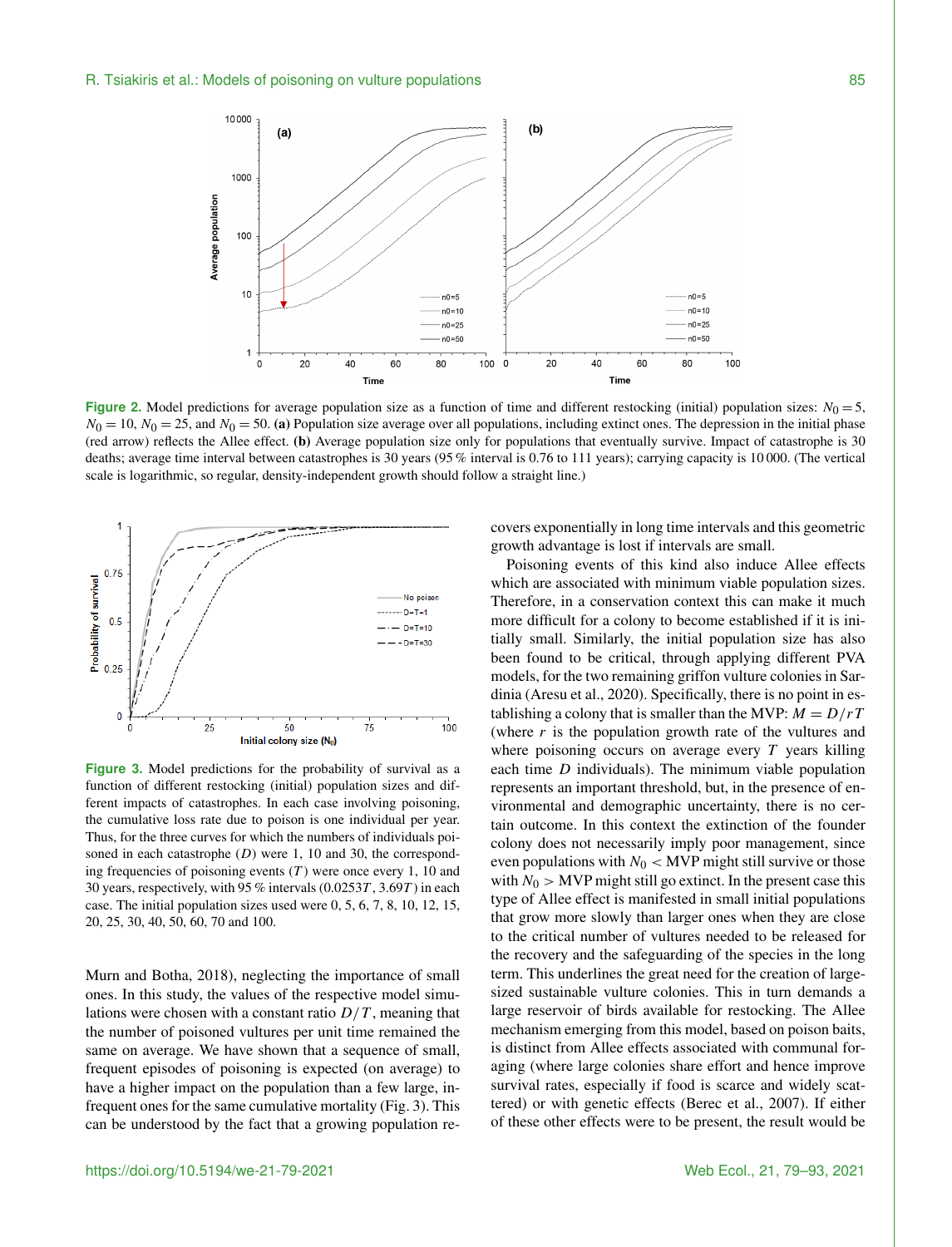Figure 2. Model predictions for average population size as a function of time and different restocking (initial) population sizes: $N_0 = 5$, $N_0 = 10$, $N_0 = 25$, and $N_0 = 50$. (a) Population size average over all populations, including extinct ones. The depression in the initial phase (red arrow) reflects the Allee effect. (b) Average population size only for populations that eventually survive. Impact of catastrophe is 30 deaths; average time interval between catastrophes is 30 years (95 % interval is 0.76 to 111 years); carrying capacity is 10 000. (The vertical scale is logarithmic, so regular, density-independent growth should follow a straight line.)

Figure 3. Model predictions for the probability of survival as a function of different restocking (initial) population sizes and different impacts of catastrophes. In each case involving poisoning, the cumulative loss rate due to poison is one individual per year. Thus, for the three curves for which the numbers of individuals poisoned in each catastrophe ($D$) were 1, 10 and 30, the corresponding frequencies of poisoning events ($T$) were once every 1, 10 and 30 years, respectively, with 95 % intervals ($0.0253T$, $3.69T$) in each case. The initial population sizes used were 0, 5, 6, 7, 8, 10, 12, 15, 20, 25, 30, 40, 50, 60, 70 and 100.

Murn and Botha, 2018), neglecting the importance of small ones. In this study, the values of the respective model simulations were chosen with a constant ratio $D/T$, meaning that the number of poisoned vultures per unit time remained the same on average. We have shown that a sequence of small, frequent episodes of poisoning is expected (on average) to have a higher impact on the population than a few large, infrequent ones for the same cumulative mortality (Fig. 3). This can be understood by the fact that a growing population recovers exponentially in long time intervals and this geometric growth advantage is lost if intervals are small.

Poisoning events of this kind also induce Allee effects which are associated with minimum viable population sizes. Therefore, in a conservation context this can make it much more difficult for a colony to become established if it is initially small. Similarly, the initial population size has also been found to be critical, through applying different PVA models, for the two remaining griffon vulture colonies in Sardinia (Aresu et al., 2020). Specifically, there is no point in establishing a colony that is smaller than the MVP: $M = D/rT$ (where $r$ is the population growth rate of the vultures and where poisoning occurs on average every $T$ years killing each time $D$ individuals). The minimum viable population represents an important threshold, but, in the presence of environmental and demographic uncertainty, there is no certain outcome. In this context the extinction of the founder colony does not necessarily imply poor management, since even populations with $N_0 <$ MVP might still survive or those with $N_0 >$ MVP might still go extinct. In the present case this type of Allee effect is manifested in small initial populations that grow more slowly than larger ones when they are close to the critical number of vultures needed to be released for the recovery and the safeguarding of the species in the long term. This underlines the great need for the creation of large-sized sustainable vulture colonies. This in turn demands a large reservoir of birds available for restocking. The Allee mechanism emerging from this model, based on poison baits, is distinct from Allee effects associated with communal foraging (where large colonies share effort and hence improve survival rates, especially if food is scarce and widely scattered) or with genetic effects (Berec et al., 2007). If either of these other effects were to be present, the result would be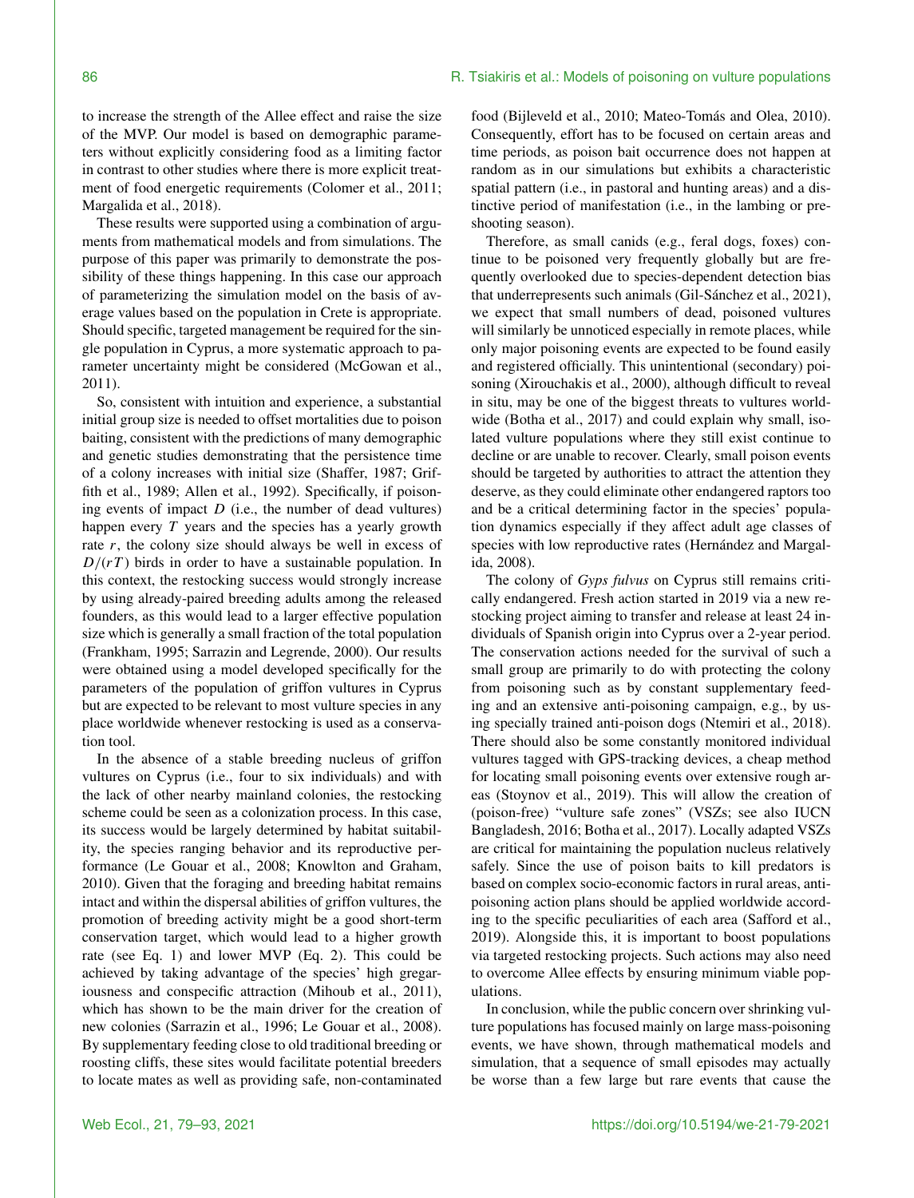to increase the strength of the Allee effect and raise the size of the MVP. Our model is based on demographic parameters without explicitly considering food as a limiting factor in contrast to other studies where there is more explicit treatment of food energetic requirements (Colomer et al., 2011; Margalida et al., 2018).

These results were supported using a combination of arguments from mathematical models and from simulations. The purpose of this paper was primarily to demonstrate the possibility of these things happening. In this case our approach of parameterizing the simulation model on the basis of average values based on the population in Crete is appropriate. Should specific, targeted management be required for the single population in Cyprus, a more systematic approach to parameter uncertainty might be considered (McGowan et al., 2011).

So, consistent with intuition and experience, a substantial initial group size is needed to offset mortalities due to poison baiting, consistent with the predictions of many demographic and genetic studies demonstrating that the persistence time of a colony increases with initial size (Shaffer, 1987; Griffith et al., 1989; Allen et al., 1992). Specifically, if poisoning events of impact $D$ (i.e., the number of dead vultures) happen every $T$ years and the species has a yearly growth rate $r$, the colony size should always be well in excess of $D/(rT)$ birds in order to have a sustainable population. In this context, the restocking success would strongly increase by using already-paired breeding adults among the released founders, as this would lead to a larger effective population size which is generally a small fraction of the total population (Frankham, 1995; Sarrazin and Legrende, 2000). Our results were obtained using a model developed specifically for the parameters of the population of griffon vultures in Cyprus but are expected to be relevant to most vulture species in any place worldwide whenever restocking is used as a conservation tool.

In the absence of a stable breeding nucleus of griffon vultures on Cyprus (i.e., four to six individuals) and with the lack of other nearby mainland colonies, the restocking scheme could be seen as a colonization process. In this case, its success would be largely determined by habitat suitability, the species ranging behavior and its reproductive performance (Le Gouar et al., 2008; Knowlton and Graham, 2010). Given that the foraging and breeding habitat remains intact and within the dispersal abilities of griffon vultures, the promotion of breeding activity might be a good short-term conservation target, which would lead to a higher growth rate (see Eq. 1) and lower MVP (Eq. 2). This could be achieved by taking advantage of the species' high gregariousness and conspecific attraction (Mihoub et al., 2011), which has shown to be the main driver for the creation of new colonies (Sarrazin et al., 1996; Le Gouar et al., 2008). By supplementary feeding close to old traditional breeding or roosting cliffs, these sites would facilitate potential breeders to locate mates as well as providing safe, non-contaminated food (Bijleveld et al., 2010; Mateo-Tomás and Olea, 2010). Consequently, effort has to be focused on certain areas and time periods, as poison bait occurrence does not happen at random as in our simulations but exhibits a characteristic spatial pattern (i.e., in pastoral and hunting areas) and a distinctive period of manifestation (i.e., in the lambing or pre-shooting season).

Therefore, as small canids (e.g., feral dogs, foxes) continue to be poisoned very frequently globally but are frequently overlooked due to species-dependent detection bias that underrepresents such animals (Gil-Sánchez et al., 2021), we expect that small numbers of dead, poisoned vultures will similarly be unnoticed especially in remote places, while only major poisoning events are expected to be found easily and registered officially. This unintentional (secondary) poisoning (Xirouchakis et al., 2000), although difficult to reveal in situ, may be one of the biggest threats to vultures worldwide (Botha et al., 2017) and could explain why small, isolated vulture populations where they still exist continue to decline or are unable to recover. Clearly, small poison events should be targeted by authorities to attract the attention they deserve, as they could eliminate other endangered raptors too and be a critical determining factor in the species' population dynamics especially if they affect adult age classes of species with low reproductive rates (Hernández and Margalida, 2008).

The colony of *Gyps fulvus* on Cyprus still remains critically endangered. Fresh action started in 2019 via a new restocking project aiming to transfer and release at least 24 individuals of Spanish origin into Cyprus over a 2-year period. The conservation actions needed for the survival of such a small group are primarily to do with protecting the colony from poisoning such as by constant supplementary feeding and an extensive anti-poisoning campaign, e.g., by using specially trained anti-poison dogs (Ntemiri et al., 2018). There should also be some constantly monitored individual vultures tagged with GPS-tracking devices, a cheap method for locating small poisoning events over extensive rough areas (Stoynov et al., 2019). This will allow the creation of (poison-free) "vulture safe zones" (VSZs; see also IUCN Bangladesh, 2016; Botha et al., 2017). Locally adapted VSZs are critical for maintaining the population nucleus relatively safely. Since the use of poison baits to kill predators is based on complex socio-economic factors in rural areas, anti-poisoning action plans should be applied worldwide according to the specific peculiarities of each area (Safford et al., 2019). Alongside this, it is important to boost populations via targeted restocking projects. Such actions may also need to overcome Allee effects by ensuring minimum viable populations.

In conclusion, while the public concern over shrinking vulture populations has focused mainly on large mass-poisoning events, we have shown, through mathematical models and simulation, that a sequence of small episodes may actually be worse than a few large but rare events that cause the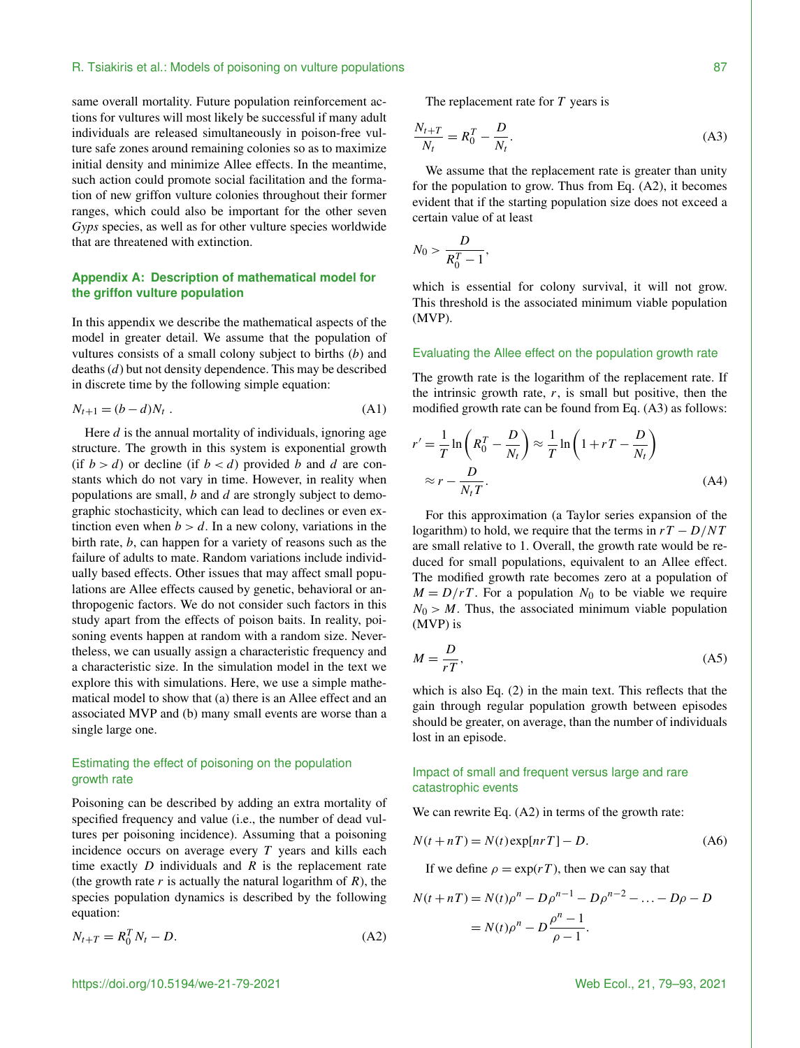same overall mortality. Future population reinforcement actions for vultures will most likely be successful if many adult individuals are released simultaneously in poison-free vulture safe zones around remaining colonies so as to maximize initial density and minimize Allee effects. In the meantime, such action could promote social facilitation and the formation of new griffon vulture colonies throughout their former ranges, which could also be important for the other seven *Gyps* species, as well as for other vulture species worldwide that are threatened with extinction.

## Appendix A: Description of mathematical model for the griffon vulture population

In this appendix we describe the mathematical aspects of the model in greater detail. We assume that the population of vultures consists of a small colony subject to births ($b$) and deaths ($d$) but not density dependence. This may be described in discrete time by the following simple equation:

$$N_{t+1} = (b - d)N_t \,. \tag{A1}$$

Here $d$ is the annual mortality of individuals, ignoring age structure. The growth in this system is exponential growth (if $b > d$) or decline (if $b < d$) provided $b$ and $d$ are constants which do not vary in time. However, in reality when populations are small, $b$ and $d$ are strongly subject to demographic stochasticity, which can lead to declines or even extinction even when $b > d$. In a new colony, variations in the birth rate, $b$, can happen for a variety of reasons such as the failure of adults to mate. Random variations include individually based effects. Other issues that may affect small populations are Allee effects caused by genetic, behavioral or anthropogenic factors. We do not consider such factors in this study apart from the effects of poison baits. In reality, poisoning events happen at random with a random size. Nevertheless, we can usually assign a characteristic frequency and a characteristic size. In the simulation model in the text we explore this with simulations. Here, we use a simple mathematical model to show that (a) there is an Allee effect and an associated MVP and (b) many small events are worse than a single large one.

### Estimating the effect of poisoning on the population growth rate

Poisoning can be described by adding an extra mortality of specified frequency and value (i.e., the number of dead vultures per poisoning incidence). Assuming that a poisoning incidence occurs on average every $T$ years and kills each time exactly $D$ individuals and $R$ is the replacement rate (the growth rate $r$ is actually the natural logarithm of $R$), the species population dynamics is described by the following equation:

$$N_{t+T} = R_0^T N_t - D. \tag{A2}$$

The replacement rate for $T$ years is

$$\frac{N_{t+T}}{N_t} = R_0^T - \frac{D}{N_t}. \tag{A3}$$

We assume that the replacement rate is greater than unity for the population to grow. Thus from Eq. (A2), it becomes evident that if the starting population size does not exceed a certain value of at least

$$N_0 > \frac{D}{R_0^T - 1},$$

which is essential for colony survival, it will not grow. This threshold is the associated minimum viable population (MVP).

### Evaluating the Allee effect on the population growth rate

The growth rate is the logarithm of the replacement rate. If the intrinsic growth rate, $r$, is small but positive, then the modified growth rate can be found from Eq. (A3) as follows:

$$r' = \frac{1}{T}\ln\left(R_0^T - \frac{D}{N_t}\right) \approx \frac{1}{T}\ln\left(1 + rT - \frac{D}{N_t}\right) \approx r - \frac{D}{N_t T}. \tag{A4}$$

For this approximation (a Taylor series expansion of the logarithm) to hold, we require that the terms in $rT - D/NT$ are small relative to 1. Overall, the growth rate would be reduced for small populations, equivalent to an Allee effect. The modified growth rate becomes zero at a population of $M = D/rT$. For a population $N_0$ to be viable we require $N_0 > M$. Thus, the associated minimum viable population (MVP) is

$$M = \frac{D}{rT}, \tag{A5}$$

which is also Eq. (2) in the main text. This reflects that the gain through regular population growth between episodes should be greater, on average, than the number of individuals lost in an episode.

### Impact of small and frequent versus large and rare catastrophic events

We can rewrite Eq. (A2) in terms of the growth rate:

$$N(t + nT) = N(t)\exp[nrT] - D. \tag{A6}$$

If we define $\rho = \exp(rT)$, then we can say that

$$N(t + nT) = N(t)\rho^n - D\rho^{n-1} - D\rho^{n-2} - \ldots - D\rho - D = N(t)\rho^n - D\frac{\rho^n - 1}{\rho - 1}.$$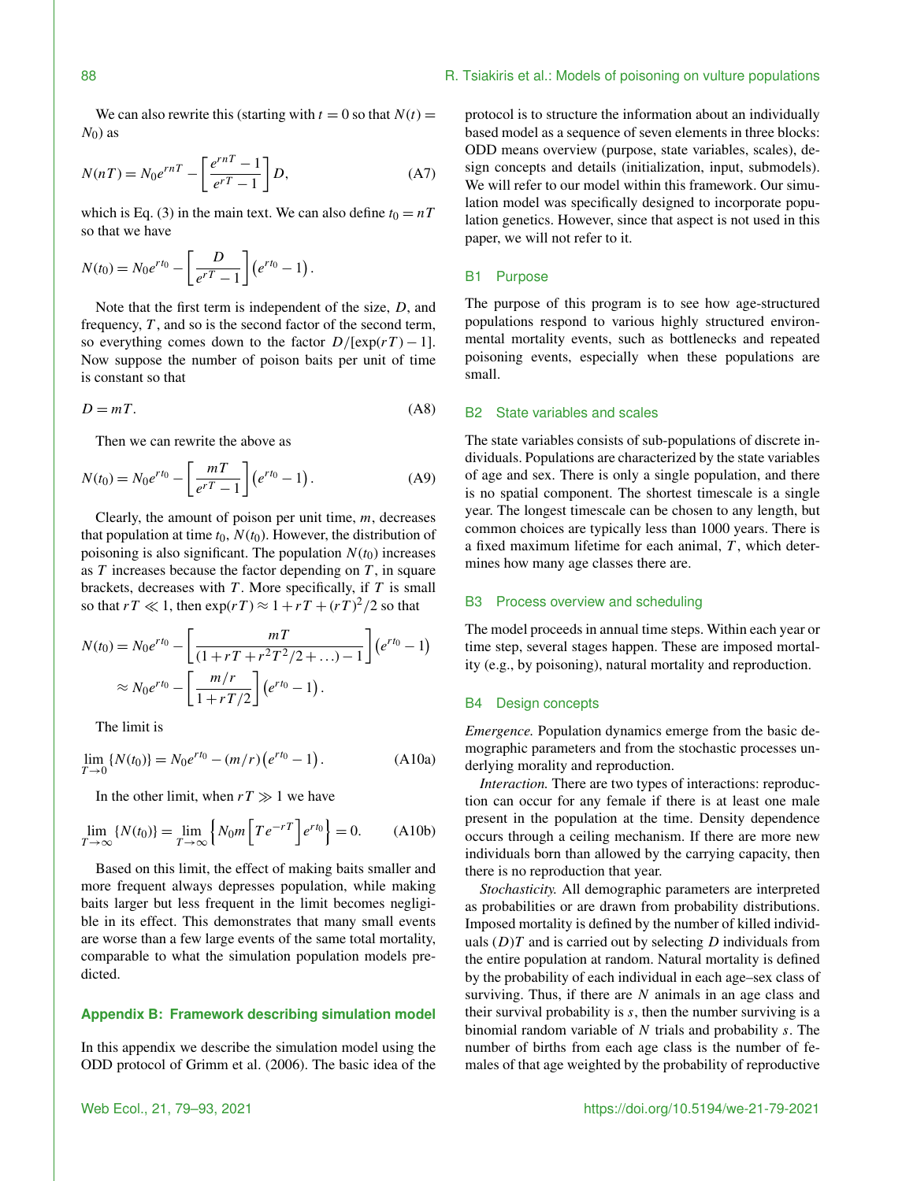We can also rewrite this (starting with $t = 0$ so that $N(t) = N_0$) as

$$N(nT) = N_0 e^{rnT} - \left[\frac{e^{rnT} - 1}{e^{rT} - 1}\right] D, \tag{A7}$$

which is Eq. (3) in the main text. We can also define $t_0 = nT$ so that we have

$$N(t_0) = N_0 e^{rt_0} - \left[\frac{D}{e^{rT} - 1}\right]\left(e^{rt_0} - 1\right).$$

Note that the first term is independent of the size, $D$, and frequency, $T$, and so is the second factor of the second term, so everything comes down to the factor $D/[\exp(rT) - 1]$. Now suppose the number of poison baits per unit of time is constant so that

$$D = mT. \tag{A8}$$

Then we can rewrite the above as

$$N(t_0) = N_0 e^{rt_0} - \left[\frac{mT}{e^{rT} - 1}\right]\left(e^{rt_0} - 1\right). \tag{A9}$$

Clearly, the amount of poison per unit time, $m$, decreases that population at time $t_0$, $N(t_0)$. However, the distribution of poisoning is also significant. The population $N(t_0)$ increases as $T$ increases because the factor depending on $T$, in square brackets, decreases with $T$. More specifically, if $T$ is small so that $rT \ll 1$, then $\exp(rT) \approx 1 + rT + (rT)^2/2$ so that

$$N(t_0) = N_0 e^{rt_0} - \left[\frac{mT}{(1 + rT + r^2T^2/2 + \ldots) - 1}\right]\left(e^{rt_0} - 1\right)$$
$$\approx N_0 e^{rt_0} - \left[\frac{m/r}{1 + rT/2}\right]\left(e^{rt_0} - 1\right).$$

The limit is

$$\lim_{T \to 0}\{N(t_0)\} = N_0 e^{rt_0} - (m/r)\left(e^{rt_0} - 1\right). \tag{A10a}$$

In the other limit, when $rT \gg 1$ we have

$$\lim_{T \to \infty}\{N(t_0)\} = \lim_{T \to \infty}\left\{N_0 m\left[Te^{-rT}\right]e^{rt_0}\right\} = 0. \tag{A10b}$$

Based on this limit, the effect of making baits smaller and more frequent always depresses population, while making baits larger but less frequent in the limit becomes negligible in its effect. This demonstrates that many small events are worse than a few large events of the same total mortality, comparable to what the simulation population models predicted.

## Appendix B: Framework describing simulation model

In this appendix we describe the simulation model using the ODD protocol of Grimm et al. (2006). The basic idea of the protocol is to structure the information about an individually based model as a sequence of seven elements in three blocks: ODD means overview (purpose, state variables, scales), design concepts and details (initialization, input, submodels). We will refer to our model within this framework. Our simulation model was specifically designed to incorporate population genetics. However, since that aspect is not used in this paper, we will not refer to it.

### B1 Purpose

The purpose of this program is to see how age-structured populations respond to various highly structured environmental mortality events, such as bottlenecks and repeated poisoning events, especially when these populations are small.

### B2 State variables and scales

The state variables consists of sub-populations of discrete individuals. Populations are characterized by the state variables of age and sex. There is only a single population, and there is no spatial component. The shortest timescale is a single year. The longest timescale can be chosen to any length, but common choices are typically less than 1000 years. There is a fixed maximum lifetime for each animal, $T$, which determines how many age classes there are.

### B3 Process overview and scheduling

The model proceeds in annual time steps. Within each year or time step, several stages happen. These are imposed mortality (e.g., by poisoning), natural mortality and reproduction.

### B4 Design concepts

*Emergence.* Population dynamics emerge from the basic demographic parameters and from the stochastic processes underlying morality and reproduction.

*Interaction.* There are two types of interactions: reproduction can occur for any female if there is at least one male present in the population at the time. Density dependence occurs through a ceiling mechanism. If there are more new individuals born than allowed by the carrying capacity, then there is no reproduction that year.

*Stochasticity.* All demographic parameters are interpreted as probabilities or are drawn from probability distributions. Imposed mortality is defined by the number of killed individuals $(D)T$ and is carried out by selecting $D$ individuals from the entire population at random. Natural mortality is defined by the probability of each individual in each age–sex class of surviving. Thus, if there are $N$ animals in an age class and their survival probability is $s$, then the number surviving is a binomial random variable of $N$ trials and probability $s$. The number of births from each age class is the number of females of that age weighted by the probability of reproductive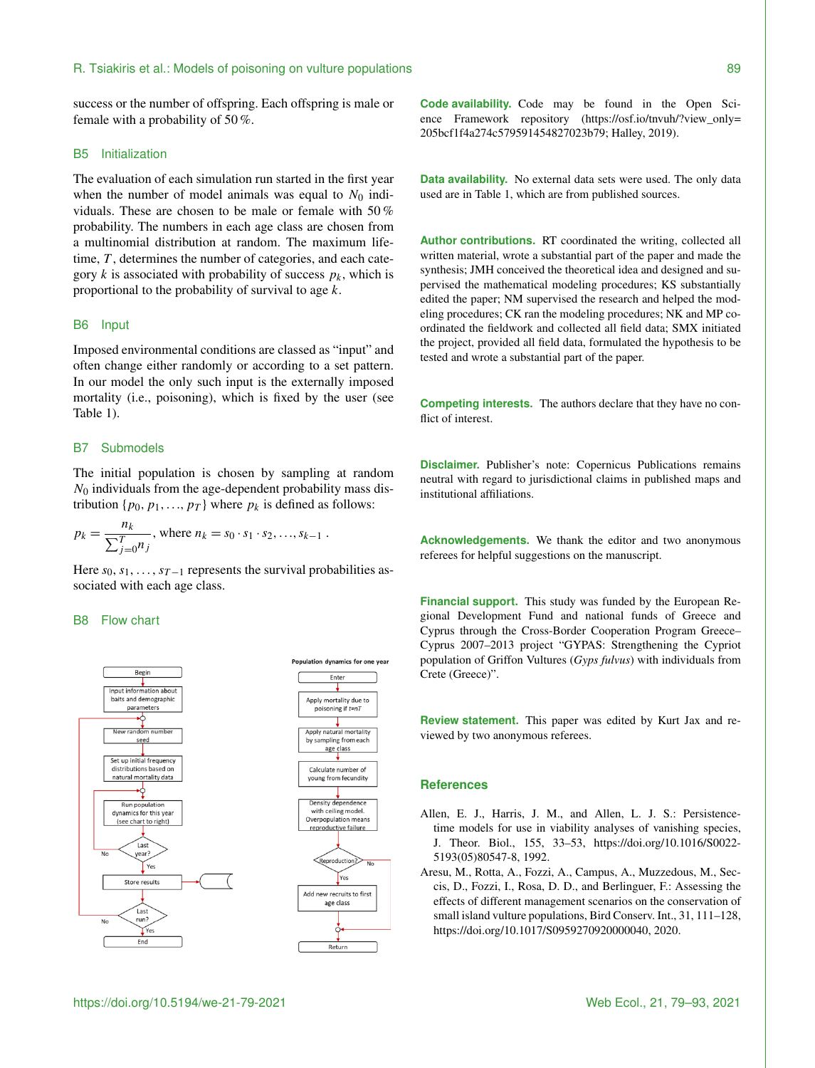success or the number of offspring. Each offspring is male or female with a probability of 50 %.

### B5 Initialization

The evaluation of each simulation run started in the first year when the number of model animals was equal to $N_0$ individuals. These are chosen to be male or female with 50 % probability. The numbers in each age class are chosen from a multinomial distribution at random. The maximum lifetime, $T$, determines the number of categories, and each category $k$ is associated with probability of success $p_k$, which is proportional to the probability of survival to age $k$.

### B6 Input

Imposed environmental conditions are classed as "input" and often change either randomly or according to a set pattern. In our model the only such input is the externally imposed mortality (i.e., poisoning), which is fixed by the user (see Table 1).

### B7 Submodels

The initial population is chosen by sampling at random $N_0$ individuals from the age-dependent probability mass distribution $\{p_0, p_1, \ldots, p_T\}$ where $p_k$ is defined as follows:

$$p_k = \frac{n_k}{\sum_{j=0}^{T} n_j}, \text{ where } n_k = s_0 \cdot s_1 \cdot s_2, \ldots, s_{k-1}.$$

Here $s_0, s_1, \ldots, s_{T-1}$ represents the survival probabilities associated with each age class.

### B8 Flow chart

**Code availability.** Code may be found in the Open Science Framework repository (https://osf.io/tnvuh/?view_only=205bcf1f4a274c579591454827023b79; Halley, 2019).

**Data availability.** No external data sets were used. The only data used are in Table 1, which are from published sources.

**Author contributions.** RT coordinated the writing, collected all written material, wrote a substantial part of the paper and made the synthesis; JMH conceived the theoretical idea and designed and supervised the mathematical modeling procedures; KS substantially edited the paper; NM supervised the research and helped the modeling procedures; CK ran the modeling procedures; NK and MP coordinated the fieldwork and collected all field data; SMX initiated the project, provided all field data, formulated the hypothesis to be tested and wrote a substantial part of the paper.

**Competing interests.** The authors declare that they have no conflict of interest.

**Disclaimer.** Publisher's note: Copernicus Publications remains neutral with regard to jurisdictional claims in published maps and institutional affiliations.

**Acknowledgements.** We thank the editor and two anonymous referees for helpful suggestions on the manuscript.

**Financial support.** This study was funded by the European Regional Development Fund and national funds of Greece and Cyprus through the Cross-Border Cooperation Program Greece–Cyprus 2007–2013 project "GYPAS: Strengthening the Cypriot population of Griffon Vultures (*Gyps fulvus*) with individuals from Crete (Greece)".

**Review statement.** This paper was edited by Kurt Jax and reviewed by two anonymous referees.

## References

Allen, E. J., Harris, J. M., and Allen, L. J. S.: Persistence-time models for use in viability analyses of vanishing species, J. Theor. Biol., 155, 33–53, https://doi.org/10.1016/S0022-5193(05)80547-8, 1992.

Aresu, M., Rotta, A., Fozzi, A., Campus, A., Muzzedous, M., Seccis, D., Fozzi, I., Rosa, D. D., and Berlinguer, F.: Assessing the effects of different management scenarios on the conservation of small island vulture populations, Bird Conserv. Int., 31, 111–128, https://doi.org/10.1017/S0959270920000040, 2020.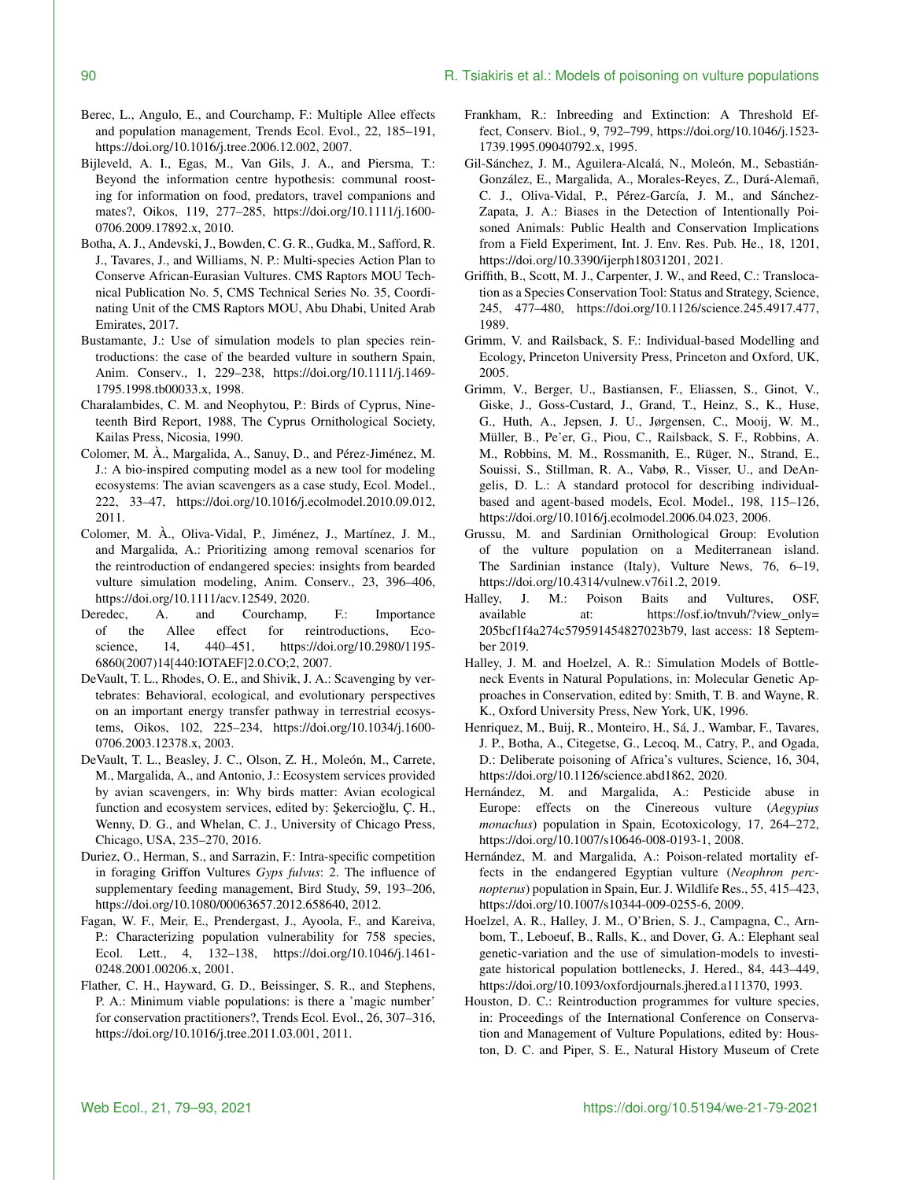Berec, L., Angulo, E., and Courchamp, F.: Multiple Allee effects and population management, Trends Ecol. Evol., 22, 185–191, https://doi.org/10.1016/j.tree.2006.12.002, 2007.

Bijleveld, A. I., Egas, M., Van Gils, J. A., and Piersma, T.: Beyond the information centre hypothesis: communal roosting for information on food, predators, travel companions and mates?, Oikos, 119, 277–285, https://doi.org/10.1111/j.1600-0706.2009.17892.x, 2010.

Botha, A. J., Andevski, J., Bowden, C. G. R., Gudka, M., Safford, R. J., Tavares, J., and Williams, N. P.: Multi-species Action Plan to Conserve African-Eurasian Vultures. CMS Raptors MOU Technical Publication No. 5, CMS Technical Series No. 35, Coordinating Unit of the CMS Raptors MOU, Abu Dhabi, United Arab Emirates, 2017.

Bustamante, J.: Use of simulation models to plan species reintroductions: the case of the bearded vulture in southern Spain, Anim. Conserv., 1, 229–238, https://doi.org/10.1111/j.1469-1795.1998.tb00033.x, 1998.

Charalambides, C. M. and Neophytou, P.: Birds of Cyprus, Nineteenth Bird Report, 1988, The Cyprus Ornithological Society, Kailas Press, Nicosia, 1990.

Colomer, M. À., Margalida, A., Sanuy, D., and Pérez-Jiménez, M. J.: A bio-inspired computing model as a new tool for modeling ecosystems: The avian scavengers as a case study, Ecol. Model., 222, 33–47, https://doi.org/10.1016/j.ecolmodel.2010.09.012, 2011.

Colomer, M. À., Oliva-Vidal, P., Jiménez, J., Martínez, J. M., and Margalida, A.: Prioritizing among removal scenarios for the reintroduction of endangered species: insights from bearded vulture simulation modeling, Anim. Conserv., 23, 396–406, https://doi.org/10.1111/acv.12549, 2020.

Deredec, A. and Courchamp, F.: Importance of the Allee effect for reintroductions, Ecoscience, 14, 440–451, https://doi.org/10.2980/1195-6860(2007)14[440:IOTAEF]2.0.CO;2, 2007.

DeVault, T. L., Rhodes, O. E., and Shivik, J. A.: Scavenging by vertebrates: Behavioral, ecological, and evolutionary perspectives on an important energy transfer pathway in terrestrial ecosystems, Oikos, 102, 225–234, https://doi.org/10.1034/j.1600-0706.2003.12378.x, 2003.

DeVault, T. L., Beasley, J. C., Olson, Z. H., Moleón, M., Carrete, M., Margalida, A., and Antonio, J.: Ecosystem services provided by avian scavengers, in: Why birds matter: Avian ecological function and ecosystem services, edited by: Şekercioğlu, Ç. H., Wenny, D. G., and Whelan, C. J., University of Chicago Press, Chicago, USA, 235–270, 2016.

Duriez, O., Herman, S., and Sarrazin, F.: Intra-specific competition in foraging Griffon Vultures *Gyps fulvus*: 2. The influence of supplementary feeding management, Bird Study, 59, 193–206, https://doi.org/10.1080/00063657.2012.658640, 2012.

Fagan, W. F., Meir, E., Prendergast, J., Ayoola, F., and Kareiva, P.: Characterizing population vulnerability for 758 species, Ecol. Lett., 4, 132–138, https://doi.org/10.1046/j.1461-0248.2001.00206.x, 2001.

Flather, C. H., Hayward, G. D., Beissinger, S. R., and Stephens, P. A.: Minimum viable populations: is there a 'magic number' for conservation practitioners?, Trends Ecol. Evol., 26, 307–316, https://doi.org/10.1016/j.tree.2011.03.001, 2011.

Frankham, R.: Inbreeding and Extinction: A Threshold Effect, Conserv. Biol., 9, 792–799, https://doi.org/10.1046/j.1523-1739.1995.09040792.x, 1995.

Gil-Sánchez, J. M., Aguilera-Alcalá, N., Moleón, M., Sebastián-González, E., Margalida, A., Morales-Reyes, Z., Durá-Alemañ, C. J., Oliva-Vidal, P., Pérez-García, J. M., and Sánchez-Zapata, J. A.: Biases in the Detection of Intentionally Poisoned Animals: Public Health and Conservation Implications from a Field Experiment, Int. J. Env. Res. Pub. He., 18, 1201, https://doi.org/10.3390/ijerph18031201, 2021.

Griffith, B., Scott, M. J., Carpenter, J. W., and Reed, C.: Translocation as a Species Conservation Tool: Status and Strategy, Science, 245, 477–480, https://doi.org/10.1126/science.245.4917.477, 1989.

Grimm, V. and Railsback, S. F.: Individual-based Modelling and Ecology, Princeton University Press, Princeton and Oxford, UK, 2005.

Grimm, V., Berger, U., Bastiansen, F., Eliassen, S., Ginot, V., Giske, J., Goss-Custard, J., Grand, T., Heinz, S., K., Huse, G., Huth, A., Jepsen, J. U., Jørgensen, C., Mooij, W. M., Müller, B., Pe'er, G., Piou, C., Railsback, S. F., Robbins, A. M., Robbins, M. M., Rossmanith, E., Rüger, N., Strand, E., Souissi, S., Stillman, R. A., Vabø, R., Visser, U., and DeAngelis, D. L.: A standard protocol for describing individual-based and agent-based models, Ecol. Model., 198, 115–126, https://doi.org/10.1016/j.ecolmodel.2006.04.023, 2006.

Grussu, M. and Sardinian Ornithological Group: Evolution of the vulture population on a Mediterranean island. The Sardinian instance (Italy), Vulture News, 76, 6–19, https://doi.org/10.4314/vulnew.v76i1.2, 2019.

Halley, J. M.: Poison Baits and Vultures, OSF, available at: https://osf.io/tnvuh/?view_only=205bcf1f4a274c579591454827023b79, last access: 18 September 2019.

Halley, J. M. and Hoelzel, A. R.: Simulation Models of Bottleneck Events in Natural Populations, in: Molecular Genetic Approaches in Conservation, edited by: Smith, T. B. and Wayne, R. K., Oxford University Press, New York, UK, 1996.

Henriquez, M., Buij, R., Monteiro, H., Sá, J., Wambar, F., Tavares, J. P., Botha, A., Citegetse, G., Lecoq, M., Catry, P., and Ogada, D.: Deliberate poisoning of Africa's vultures, Science, 16, 304, https://doi.org/10.1126/science.abd1862, 2020.

Hernández, M. and Margalida, A.: Pesticide abuse in Europe: effects on the Cinereous vulture (*Aegypius monachus*) population in Spain, Ecotoxicology, 17, 264–272, https://doi.org/10.1007/s10646-008-0193-1, 2008.

Hernández, M. and Margalida, A.: Poison-related mortality effects in the endangered Egyptian vulture (*Neophron percnopterus*) population in Spain, Eur. J. Wildlife Res., 55, 415–423, https://doi.org/10.1007/s10344-009-0255-6, 2009.

Hoelzel, A. R., Halley, J. M., O'Brien, S. J., Campagna, C., Arnbom, T., Leboeuf, B., Ralls, K., and Dover, G. A.: Elephant seal genetic-variation and the use of simulation-models to investigate historical population bottlenecks, J. Hered., 84, 443–449, https://doi.org/10.1093/oxfordjournals.jhered.a111370, 1993.

Houston, D. C.: Reintroduction programmes for vulture species, in: Proceedings of the International Conference on Conservation and Management of Vulture Populations, edited by: Houston, D. C. and Piper, S. E., Natural History Museum of Crete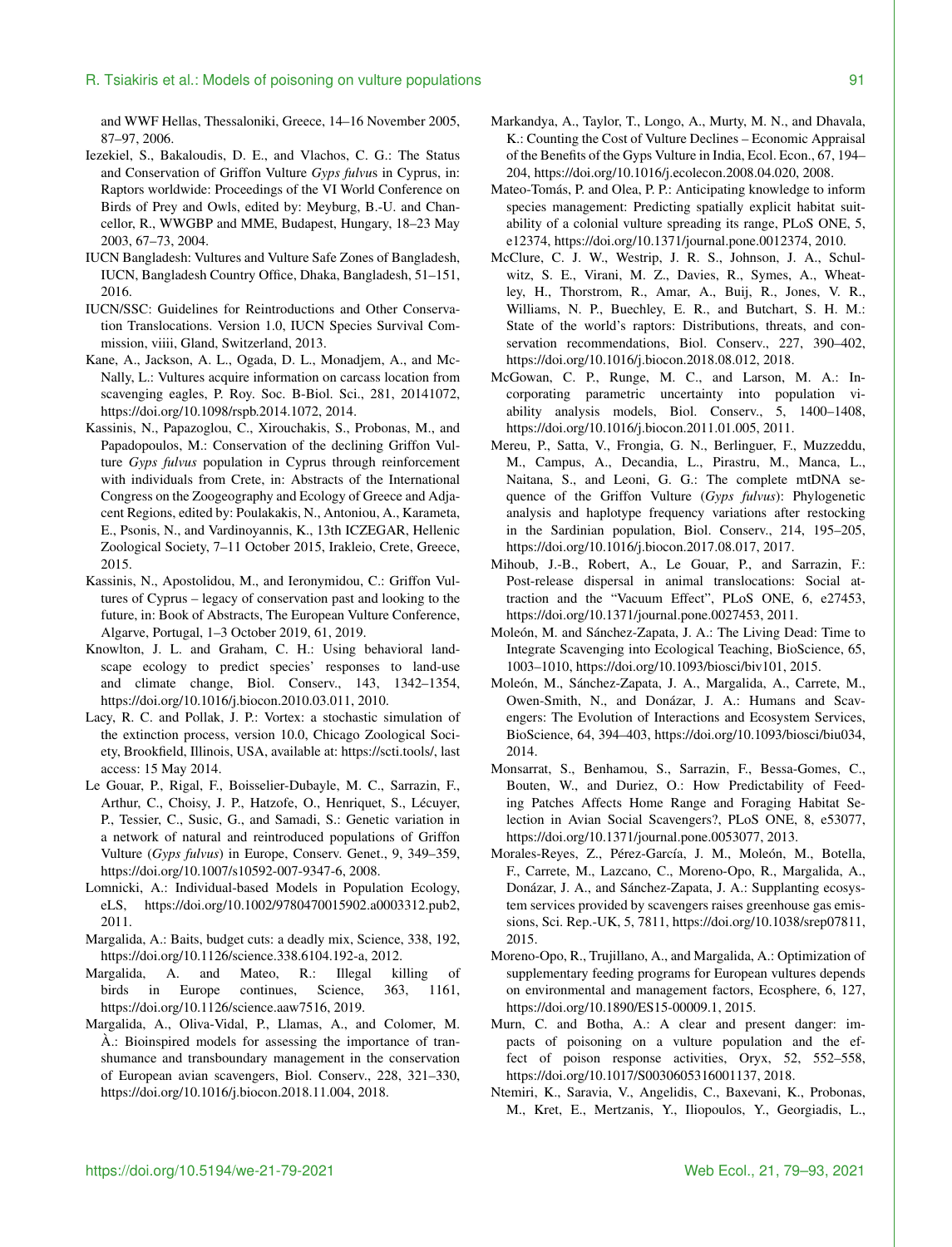and WWF Hellas, Thessaloniki, Greece, 14–16 November 2005, 87–97, 2006.

Iezekiel, S., Bakaloudis, D. E., and Vlachos, C. G.: The Status and Conservation of Griffon Vulture *Gyps fulvus* in Cyprus, in: Raptors worldwide: Proceedings of the VI World Conference on Birds of Prey and Owls, edited by: Meyburg, B.-U. and Chancellor, R., WWGBP and MME, Budapest, Hungary, 18–23 May 2003, 67–73, 2004.

IUCN Bangladesh: Vultures and Vulture Safe Zones of Bangladesh, IUCN, Bangladesh Country Office, Dhaka, Bangladesh, 51–151, 2016.

IUCN/SSC: Guidelines for Reintroductions and Other Conservation Translocations. Version 1.0, IUCN Species Survival Commission, viiii, Gland, Switzerland, 2013.

Kane, A., Jackson, A. L., Ogada, D. L., Monadjem, A., and McNally, L.: Vultures acquire information on carcass location from scavenging eagles, P. Roy. Soc. B-Biol. Sci., 281, 20141072, https://doi.org/10.1098/rspb.2014.1072, 2014.

Kassinis, N., Papazoglou, C., Xirouchakis, S., Probonas, M., and Papadopoulos, M.: Conservation of the declining Griffon Vulture *Gyps fulvus* population in Cyprus through reinforcement with individuals from Crete, in: Abstracts of the International Congress on the Zoogeography and Ecology of Greece and Adjacent Regions, edited by: Poulakakis, N., Antoniou, A., Karameta, E., Psonis, N., and Vardinoyannis, K., 13th ICZEGAR, Hellenic Zoological Society, 7–11 October 2015, Irakleio, Crete, Greece, 2015.

Kassinis, N., Apostolidou, M., and Ieronymidou, C.: Griffon Vultures of Cyprus – legacy of conservation past and looking to the future, in: Book of Abstracts, The European Vulture Conference, Algarve, Portugal, 1–3 October 2019, 61, 2019.

Knowlton, J. L. and Graham, C. H.: Using behavioral landscape ecology to predict species' responses to land-use and climate change, Biol. Conserv., 143, 1342–1354, https://doi.org/10.1016/j.biocon.2010.03.011, 2010.

Lacy, R. C. and Pollak, J. P.: Vortex: a stochastic simulation of the extinction process, version 10.0, Chicago Zoological Society, Brookfield, Illinois, USA, available at: https://scti.tools/, last access: 15 May 2014.

Le Gouar, P., Rigal, F., Boisselier-Dubayle, M. C., Sarrazin, F., Arthur, C., Choisy, J. P., Hatzofe, O., Henriquet, S., Lécuyer, P., Tessier, C., Susic, G., and Samadi, S.: Genetic variation in a network of natural and reintroduced populations of Griffon Vulture (*Gyps fulvus*) in Europe, Conserv. Genet., 9, 349–359, https://doi.org/10.1007/s10592-007-9347-6, 2008.

Lomnicki, A.: Individual-based Models in Population Ecology, eLS, https://doi.org/10.1002/9780470015902.a0003312.pub2, 2011.

Margalida, A.: Baits, budget cuts: a deadly mix, Science, 338, 192, https://doi.org/10.1126/science.338.6104.192-a, 2012.

Margalida, A. and Mateo, R.: Illegal killing of birds in Europe continues, Science, 363, 1161, https://doi.org/10.1126/science.aaw7516, 2019.

Margalida, A., Oliva-Vidal, P., Llamas, A., and Colomer, M. À.: Bioinspired models for assessing the importance of transhumance and transboundary management in the conservation of European avian scavengers, Biol. Conserv., 228, 321–330, https://doi.org/10.1016/j.biocon.2018.11.004, 2018.

Markandya, A., Taylor, T., Longo, A., Murty, M. N., and Dhavala, K.: Counting the Cost of Vulture Declines – Economic Appraisal of the Benefits of the Gyps Vulture in India, Ecol. Econ., 67, 194–204, https://doi.org/10.1016/j.ecolecon.2008.04.020, 2008.

Mateo-Tomás, P. and Olea, P. P.: Anticipating knowledge to inform species management: Predicting spatially explicit habitat suitability of a colonial vulture spreading its range, PLoS ONE, 5, e12374, https://doi.org/10.1371/journal.pone.0012374, 2010.

McClure, C. J. W., Westrip, J. R. S., Johnson, J. A., Schulwitz, S. E., Virani, M. Z., Davies, R., Symes, A., Wheatley, H., Thorstrom, R., Amar, A., Buij, R., Jones, V. R., Williams, N. P., Buechley, E. R., and Butchart, S. H. M.: State of the world's raptors: Distributions, threats, and conservation recommendations, Biol. Conserv., 227, 390–402, https://doi.org/10.1016/j.biocon.2018.08.012, 2018.

McGowan, C. P., Runge, M. C., and Larson, M. A.: Incorporating parametric uncertainty into population viability analysis models, Biol. Conserv., 5, 1400–1408, https://doi.org/10.1016/j.biocon.2011.01.005, 2011.

Mereu, P., Satta, V., Frongia, G. N., Berlinguer, F., Muzzeddu, M., Campus, A., Decandia, L., Pirastru, M., Manca, L., Naitana, S., and Leoni, G. G.: The complete mtDNA sequence of the Griffon Vulture (*Gyps fulvus*): Phylogenetic analysis and haplotype frequency variations after restocking in the Sardinian population, Biol. Conserv., 214, 195–205, https://doi.org/10.1016/j.biocon.2017.08.017, 2017.

Mihoub, J.-B., Robert, A., Le Gouar, P., and Sarrazin, F.: Post-release dispersal in animal translocations: Social attraction and the "Vacuum Effect", PLoS ONE, 6, e27453, https://doi.org/10.1371/journal.pone.0027453, 2011.

Moleón, M. and Sánchez-Zapata, J. A.: The Living Dead: Time to Integrate Scavenging into Ecological Teaching, BioScience, 65, 1003–1010, https://doi.org/10.1093/biosci/biv101, 2015.

Moleón, M., Sánchez-Zapata, J. A., Margalida, A., Carrete, M., Owen-Smith, N., and Donázar, J. A.: Humans and Scavengers: The Evolution of Interactions and Ecosystem Services, BioScience, 64, 394–403, https://doi.org/10.1093/biosci/biu034, 2014.

Monsarrat, S., Benhamou, S., Sarrazin, F., Bessa-Gomes, C., Bouten, W., and Duriez, O.: How Predictability of Feeding Patches Affects Home Range and Foraging Habitat Selection in Avian Social Scavengers?, PLoS ONE, 8, e53077, https://doi.org/10.1371/journal.pone.0053077, 2013.

Morales-Reyes, Z., Pérez-García, J. M., Moleón, M., Botella, F., Carrete, M., Lazcano, C., Moreno-Opo, R., Margalida, A., Donázar, J. A., and Sánchez-Zapata, J. A.: Supplanting ecosystem services provided by scavengers raises greenhouse gas emissions, Sci. Rep.-UK, 5, 7811, https://doi.org/10.1038/srep07811, 2015.

Moreno-Opo, R., Trujillano, A., and Margalida, A.: Optimization of supplementary feeding programs for European vultures depends on environmental and management factors, Ecosphere, 6, 127, https://doi.org/10.1890/ES15-00009.1, 2015.

Murn, C. and Botha, A.: A clear and present danger: impacts of poisoning on a vulture population and the effect of poison response activities, Oryx, 52, 552–558, https://doi.org/10.1017/S0030605316001137, 2018.

Ntemiri, K., Saravia, V., Angelidis, C., Baxevani, K., Probonas, M., Kret, E., Mertzanis, Y., Iliopoulos, Y., Georgiadis, L.,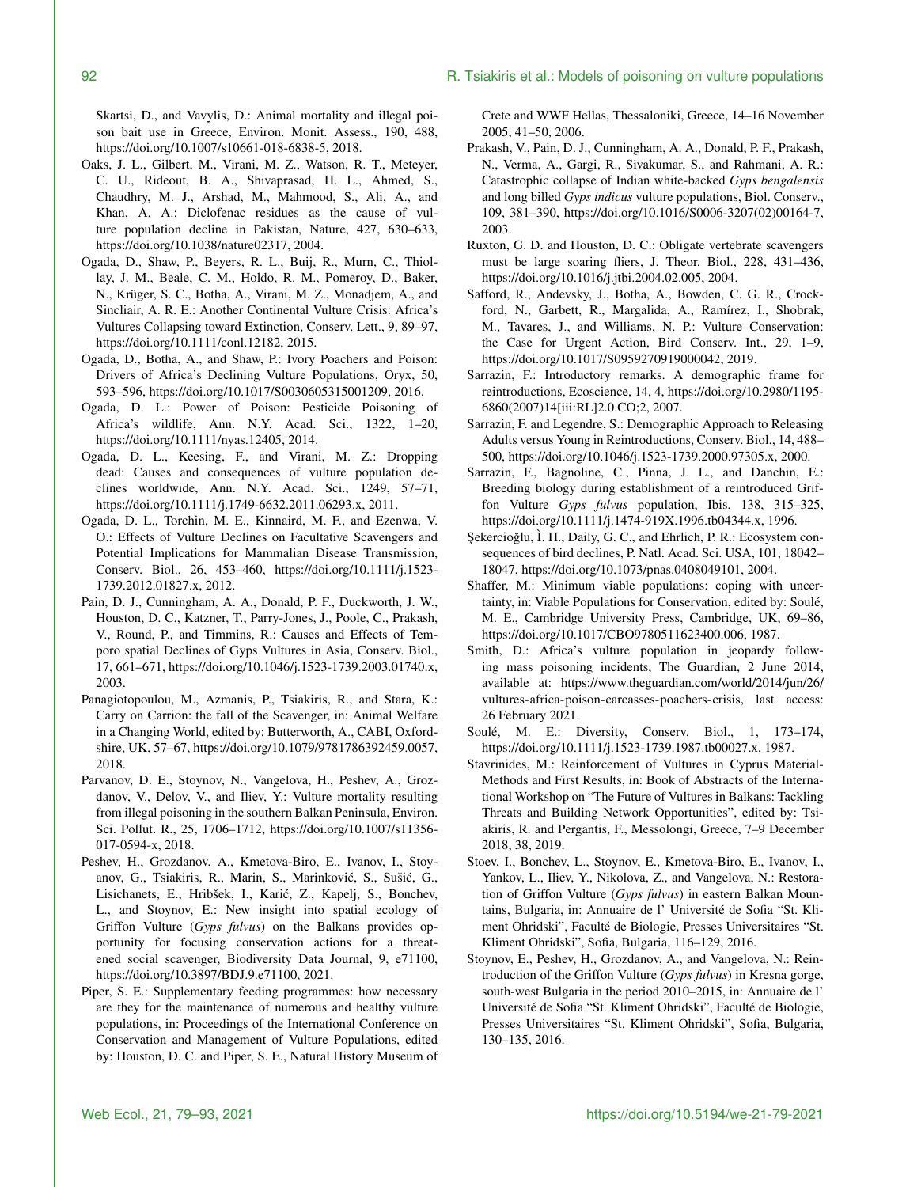Skartsi, D., and Vavylis, D.: Animal mortality and illegal poison bait use in Greece, Environ. Monit. Assess., 190, 488, https://doi.org/10.1007/s10661-018-6838-5, 2018.

Oaks, J. L., Gilbert, M., Virani, M. Z., Watson, R. T., Meteyer, C. U., Rideout, B. A., Shivaprasad, H. L., Ahmed, S., Chaudhry, M. J., Arshad, M., Mahmood, S., Ali, A., and Khan, A. A.: Diclofenac residues as the cause of vulture population decline in Pakistan, Nature, 427, 630–633, https://doi.org/10.1038/nature02317, 2004.

Ogada, D., Shaw, P., Beyers, R. L., Buij, R., Murn, C., Thiollay, J. M., Beale, C. M., Holdo, R. M., Pomeroy, D., Baker, N., Krüger, S. C., Botha, A., Virani, M. Z., Monadjem, A., and Sincliair, A. R. E.: Another Continental Vulture Crisis: Africa's Vultures Collapsing toward Extinction, Conserv. Lett., 9, 89–97, https://doi.org/10.1111/conl.12182, 2015.

Ogada, D., Botha, A., and Shaw, P.: Ivory Poachers and Poison: Drivers of Africa's Declining Vulture Populations, Oryx, 50, 593–596, https://doi.org/10.1017/S0030605315001209, 2016.

Ogada, D. L.: Power of Poison: Pesticide Poisoning of Africa's wildlife, Ann. N.Y. Acad. Sci., 1322, 1–20, https://doi.org/10.1111/nyas.12405, 2014.

Ogada, D. L., Keesing, F., and Virani, M. Z.: Dropping dead: Causes and consequences of vulture population declines worldwide, Ann. N.Y. Acad. Sci., 1249, 57–71, https://doi.org/10.1111/j.1749-6632.2011.06293.x, 2011.

Ogada, D. L., Torchin, M. E., Kinnaird, M. F., and Ezenwa, V. O.: Effects of Vulture Declines on Facultative Scavengers and Potential Implications for Mammalian Disease Transmission, Conserv. Biol., 26, 453–460, https://doi.org/10.1111/j.1523-1739.2012.01827.x, 2012.

Pain, D. J., Cunningham, A. A., Donald, P. F., Duckworth, J. W., Houston, D. C., Katzner, T., Parry-Jones, J., Poole, C., Prakash, V., Round, P., and Timmins, R.: Causes and Effects of Temporo spatial Declines of Gyps Vultures in Asia, Conserv. Biol., 17, 661–671, https://doi.org/10.1046/j.1523-1739.2003.01740.x, 2003.

Panagiotopoulou, M., Azmanis, P., Tsiakiris, R., and Stara, K.: Carry on Carrion: the fall of the Scavenger, in: Animal Welfare in a Changing World, edited by: Butterworth, A., CABI, Oxfordshire, UK, 57–67, https://doi.org/10.1079/9781786392459.0057, 2018.

Parvanov, D. E., Stoynov, N., Vangelova, H., Peshev, A., Grozdanov, V., Delov, V., and Iliev, Y.: Vulture mortality resulting from illegal poisoning in the southern Balkan Peninsula, Environ. Sci. Pollut. R., 25, 1706–1712, https://doi.org/10.1007/s11356-017-0594-x, 2018.

Peshev, H., Grozdanov, A., Kmetova-Biro, E., Ivanov, I., Stoyanov, G., Tsiakiris, R., Marin, S., Marinković, S., Sušić, G., Lisichanets, E., Hribšek, I., Karić, Z., Kapelj, S., Bonchev, L., and Stoynov, E.: New insight into spatial ecology of Griffon Vulture (*Gyps fulvus*) on the Balkans provides opportunity for focusing conservation actions for a threatened social scavenger, Biodiversity Data Journal, 9, e71100, https://doi.org/10.3897/BDJ.9.e71100, 2021.

Piper, S. E.: Supplementary feeding programmes: how necessary are they for the maintenance of numerous and healthy vulture populations, in: Proceedings of the International Conference on Conservation and Management of Vulture Populations, edited by: Houston, D. C. and Piper, S. E., Natural History Museum of Crete and WWF Hellas, Thessaloniki, Greece, 14–16 November 2005, 41–50, 2006.

Prakash, V., Pain, D. J., Cunningham, A. A., Donald, P. F., Prakash, N., Verma, A., Gargi, R., Sivakumar, S., and Rahmani, A. R.: Catastrophic collapse of Indian white-backed *Gyps bengalensis* and long billed *Gyps indicus* vulture populations, Biol. Conserv., 109, 381–390, https://doi.org/10.1016/S0006-3207(02)00164-7, 2003.

Ruxton, G. D. and Houston, D. C.: Obligate vertebrate scavengers must be large soaring fliers, J. Theor. Biol., 228, 431–436, https://doi.org/10.1016/j.jtbi.2004.02.005, 2004.

Safford, R., Andevsky, J., Botha, A., Bowden, C. G. R., Crockford, N., Garbett, R., Margalida, A., Ramírez, I., Shobrak, M., Tavares, J., and Williams, N. P.: Vulture Conservation: the Case for Urgent Action, Bird Conserv. Int., 29, 1–9, https://doi.org/10.1017/S0959270919000042, 2019.

Sarrazin, F.: Introductory remarks. A demographic frame for reintroductions, Ecoscience, 14, 4, https://doi.org/10.2980/1195-6860(2007)14[iii:RL]2.0.CO;2, 2007.

Sarrazin, F. and Legendre, S.: Demographic Approach to Releasing Adults versus Young in Reintroductions, Conserv. Biol., 14, 488–500, https://doi.org/10.1046/j.1523-1739.2000.97305.x, 2000.

Sarrazin, F., Bagnoline, C., Pinna, J. L., and Danchin, E.: Breeding biology during establishment of a reintroduced Griffon Vulture *Gyps fulvus* population, Ibis, 138, 315–325, https://doi.org/10.1111/j.1474-919X.1996.tb04344.x, 1996.

Şekercioğlu, Ì. H., Daily, G. C., and Ehrlich, P. R.: Ecosystem consequences of bird declines, P. Natl. Acad. Sci. USA, 101, 18042–18047, https://doi.org/10.1073/pnas.0408049101, 2004.

Shaffer, M.: Minimum viable populations: coping with uncertainty, in: Viable Populations for Conservation, edited by: Soulé, M. E., Cambridge University Press, Cambridge, UK, 69–86, https://doi.org/10.1017/CBO9780511623400.006, 1987.

Smith, D.: Africa's vulture population in jeopardy following mass poisoning incidents, The Guardian, 2 June 2014, available at: https://www.theguardian.com/world/2014/jun/26/vultures-africa-poison-carcasses-poachers-crisis, last access: 26 February 2021.

Soulé, M. E.: Diversity, Conserv. Biol., 1, 173–174, https://doi.org/10.1111/j.1523-1739.1987.tb00027.x, 1987.

Stavrinides, M.: Reinforcement of Vultures in Cyprus Material-Methods and First Results, in: Book of Abstracts of the International Workshop on "The Future of Vultures in Balkans: Tackling Threats and Building Network Opportunities", edited by: Tsiakiris, R. and Pergantis, F., Messolongi, Greece, 7–9 December 2018, 38, 2019.

Stoev, I., Bonchev, L., Stoynov, E., Kmetova-Biro, E., Ivanov, I., Yankov, L., Iliev, Y., Nikolova, Z., and Vangelova, N.: Restoration of Griffon Vulture (*Gyps fulvus*) in eastern Balkan Mountains, Bulgaria, in: Annuaire de l' Université de Sofia "St. Kliment Ohridski", Faculté de Biologie, Presses Universitaires "St. Kliment Ohridski", Sofia, Bulgaria, 116–129, 2016.

Stoynov, E., Peshev, H., Grozdanov, A., and Vangelova, N.: Reintroduction of the Griffon Vulture (*Gyps fulvus*) in Kresna gorge, south-west Bulgaria in the period 2010–2015, in: Annuaire de l' Université de Sofia "St. Kliment Ohridski", Faculté de Biologie, Presses Universitaires "St. Kliment Ohridski", Sofia, Bulgaria, 130–135, 2016.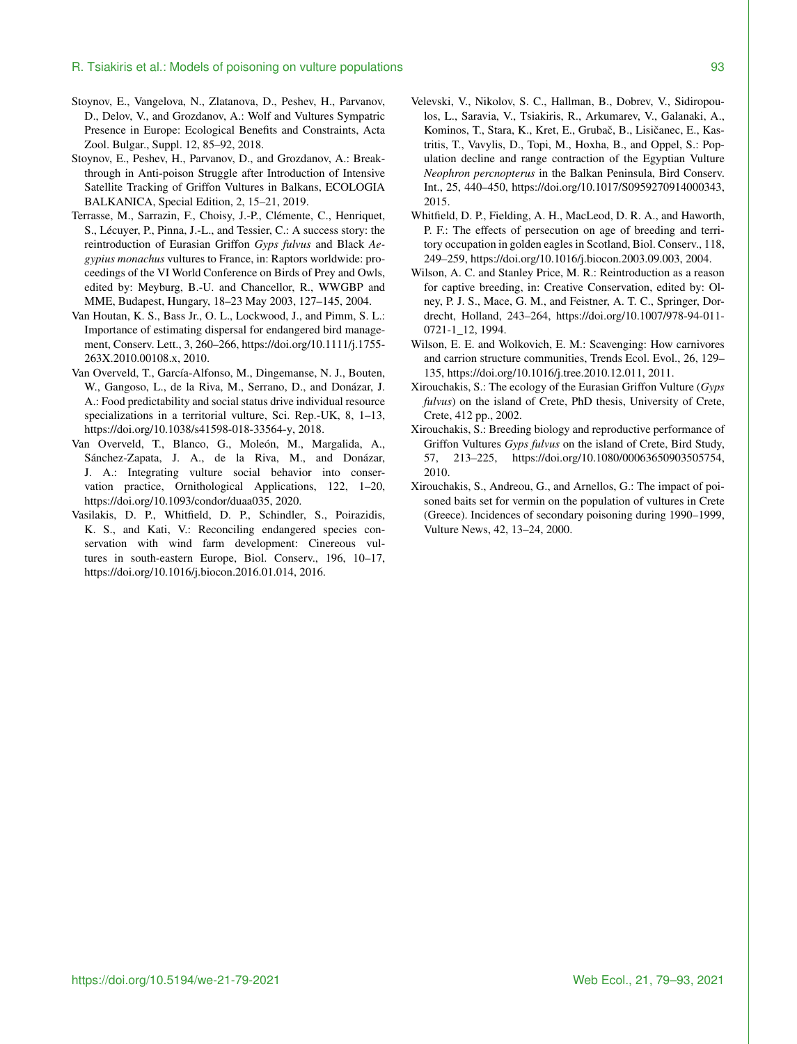Stoynov, E., Vangelova, N., Zlatanova, D., Peshev, H., Parvanov, D., Delov, V., and Grozdanov, A.: Wolf and Vultures Sympatric Presence in Europe: Ecological Benefits and Constraints, Acta Zool. Bulgar., Suppl. 12, 85–92, 2018.

Stoynov, E., Peshev, H., Parvanov, D., and Grozdanov, A.: Breakthrough in Anti-poison Struggle after Introduction of Intensive Satellite Tracking of Griffon Vultures in Balkans, ECOLOGIA BALKANICA, Special Edition, 2, 15–21, 2019.

Terrasse, M., Sarrazin, F., Choisy, J.-P., Clémente, C., Henriquet, S., Lécuyer, P., Pinna, J.-L., and Tessier, C.: A success story: the reintroduction of Eurasian Griffon *Gyps fulvus* and Black *Aegypius monachus* vultures to France, in: Raptors worldwide: proceedings of the VI World Conference on Birds of Prey and Owls, edited by: Meyburg, B.-U. and Chancellor, R., WWGBP and MME, Budapest, Hungary, 18–23 May 2003, 127–145, 2004.

Van Houtan, K. S., Bass Jr., O. L., Lockwood, J., and Pimm, S. L.: Importance of estimating dispersal for endangered bird management, Conserv. Lett., 3, 260–266, https://doi.org/10.1111/j.1755-263X.2010.00108.x, 2010.

Van Overveld, T., García-Alfonso, M., Dingemanse, N. J., Bouten, W., Gangoso, L., de la Riva, M., Serrano, D., and Donázar, J. A.: Food predictability and social status drive individual resource specializations in a territorial vulture, Sci. Rep.-UK, 8, 1–13, https://doi.org/10.1038/s41598-018-33564-y, 2018.

Van Overveld, T., Blanco, G., Moleón, M., Margalida, A., Sánchez-Zapata, J. A., de la Riva, M., and Donázar, J. A.: Integrating vulture social behavior into conservation practice, Ornithological Applications, 122, 1–20, https://doi.org/10.1093/condor/duaa035, 2020.

Vasilakis, D. P., Whitfield, D. P., Schindler, S., Poirazidis, K. S., and Kati, V.: Reconciling endangered species conservation with wind farm development: Cinereous vultures in south-eastern Europe, Biol. Conserv., 196, 10–17, https://doi.org/10.1016/j.biocon.2016.01.014, 2016.

Velevski, V., Nikolov, S. C., Hallman, B., Dobrev, V., Sidiropoulos, L., Saravia, V., Tsiakiris, R., Arkumarev, V., Galanaki, A., Kominos, T., Stara, K., Kret, E., Grubač, B., Lisičanec, E., Kastritis, T., Vavylis, D., Topi, M., Hoxha, B., and Oppel, S.: Population decline and range contraction of the Egyptian Vulture *Neophron percnopterus* in the Balkan Peninsula, Bird Conserv. Int., 25, 440–450, https://doi.org/10.1017/S0959270914000343, 2015.

Whitfield, D. P., Fielding, A. H., MacLeod, D. R. A., and Haworth, P. F.: The effects of persecution on age of breeding and territory occupation in golden eagles in Scotland, Biol. Conserv., 118, 249–259, https://doi.org/10.1016/j.biocon.2003.09.003, 2004.

Wilson, A. C. and Stanley Price, M. R.: Reintroduction as a reason for captive breeding, in: Creative Conservation, edited by: Olney, P. J. S., Mace, G. M., and Feistner, A. T. C., Springer, Dordrecht, Holland, 243–264, https://doi.org/10.1007/978-94-011-0721-1_12, 1994.

Wilson, E. E. and Wolkovich, E. M.: Scavenging: How carnivores and carrion structure communities, Trends Ecol. Evol., 26, 129–135, https://doi.org/10.1016/j.tree.2010.12.011, 2011.

Xirouchakis, S.: The ecology of the Eurasian Griffon Vulture (*Gyps fulvus*) on the island of Crete, PhD thesis, University of Crete, Crete, 412 pp., 2002.

Xirouchakis, S.: Breeding biology and reproductive performance of Griffon Vultures *Gyps fulvus* on the island of Crete, Bird Study, 57, 213–225, https://doi.org/10.1080/00063650903505754, 2010.

Xirouchakis, S., Andreou, G., and Arnellos, G.: The impact of poisoned baits set for vermin on the population of vultures in Crete (Greece). Incidences of secondary poisoning during 1990–1999, Vulture News, 42, 13–24, 2000.